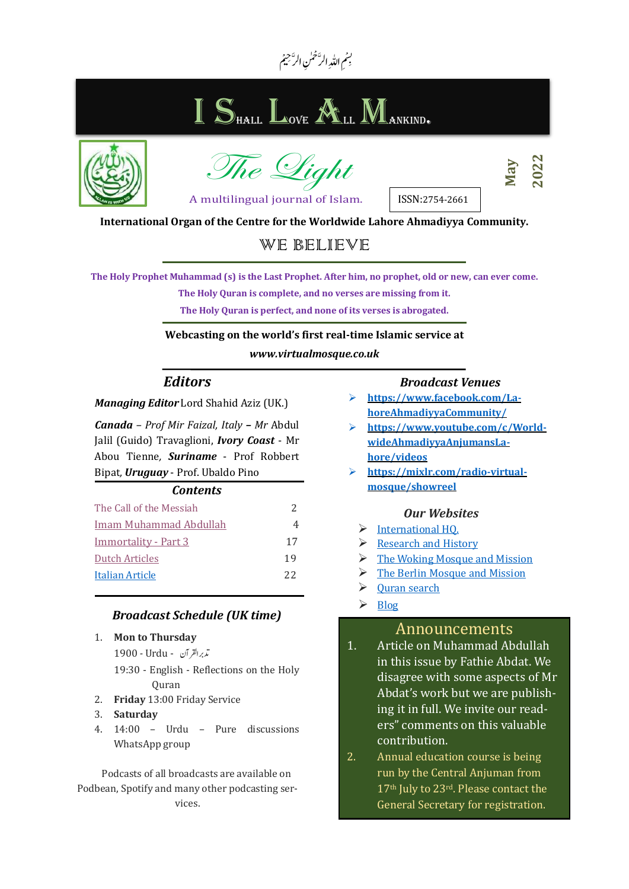بِسۡمِ اللّٰہِ الرَّحۡمٰنِ الرَّحِیۡمِ

# I SHALL LOVE ALL MANKIND.

# The Light

A multilingual journal of Islam.

ISSN:2754-2661

May 2022

**International Organ of the Centre for the Worldwide Lahore Ahmadiyya Community.**

## WE BELIEVE

**The Holy Prophet Muhammad (s) is the Last Prophet. After him, no prophet, old or new, can ever come.**

**The Holy Quran is complete, and no verses are missing from it.**

**The Holy Quran is perfect, and none of its verses is abrogated.**

**Webcasting on the world's first real-time Islamic service at**

***www.virtualmosque.co.uk***

### *Editors*

***Managing Editor*** Lord Shahid Aziz (UK.)

***Canada*** – *Prof Mir Faizal, Italy* **–** *Mr* Abdul Jalil (Guido) Travaglioni, ***Ivory Coast*** - Mr Abou Tienne, ***Suriname*** - Prof Robbert Bipat, ***Uruguay*** - Prof. Ubaldo Pino

### *Contents*

| | |
|---|---|
| The Call of the Messiah | 2 |
| Imam Muhammad Abdullah | 4 |
| Immortality - Part 3 | 17 |
| Dutch Articles | 19 |
| Italian Article | 22 |

### *Broadcast Schedule (UK time)*

1. **Mon to Thursday**
   1900 - Urdu - تدبر القرآن
   19:30 - English - Reflections on the Holy Quran
2. **Friday** 13:00 Friday Service
3. **Saturday**
4. 14:00 – Urdu – Pure discussions WhatsApp group

Podcasts of all broadcasts are available on Podbean, Spotify and many other podcasting services.

### *Broadcast Venues*

- **https://www.facebook.com/LahoreAhmadiyyaCommunity/**
- **https://www.youtube.com/c/WorldwideAhmadiyyaAnjumansLahore/videos**
- **https://mixlr.com/radio-virtual-mosque/showreel**

### *Our Websites*

- International HQ.
- Research and History
- The Woking Mosque and Mission
- The Berlin Mosque and Mission
- Quran search
- Blog

## Announcements

1. Article on Muhammad Abdullah in this issue by Fathie Abdat. We disagree with some aspects of Mr Abdat's work but we are publishing it in full. We invite our readers" comments on this valuable contribution.
2. Annual education course is being run by the Central Anjuman from 17th July to 23rd. Please contact the General Secretary for registration.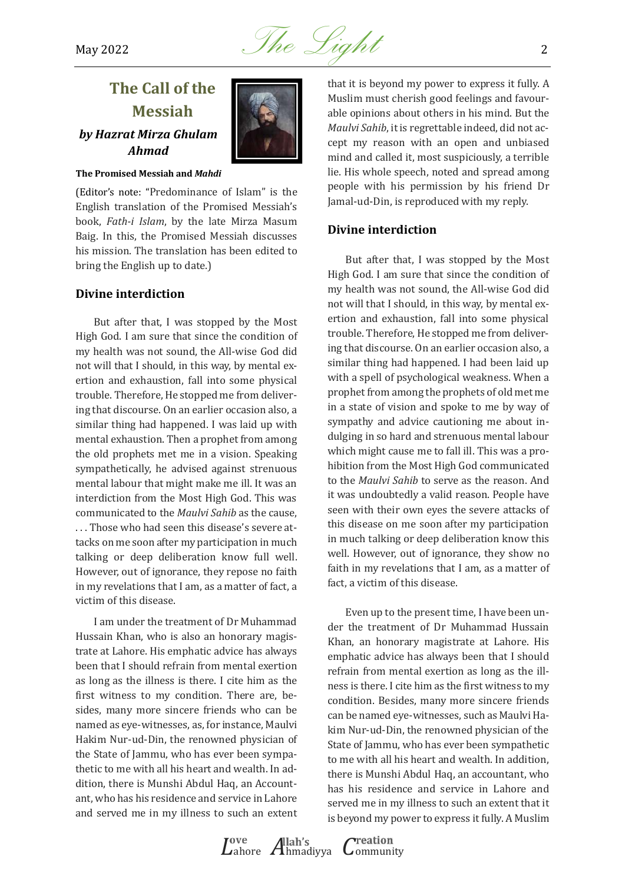# The Call of the Messiah

### *by Hazrat Mirza Ghulam Ahmad*

**The Promised Messiah and *Mahdi***

(Editor's note: "Predominance of Islam" is the English translation of the Promised Messiah's book, *Fath-i Islam*, by the late Mirza Masum Baig. In this, the Promised Messiah discusses his mission. The translation has been edited to bring the English up to date.)

## Divine interdiction

But after that, I was stopped by the Most High God. I am sure that since the condition of my health was not sound, the All-wise God did not will that I should, in this way, by mental exertion and exhaustion, fall into some physical trouble. Therefore, He stopped me from delivering that discourse. On an earlier occasion also, a similar thing had happened. I was laid up with mental exhaustion. Then a prophet from among the old prophets met me in a vision. Speaking sympathetically, he advised against strenuous mental labour that might make me ill. It was an interdiction from the Most High God. This was communicated to the *Maulvi Sahib* as the cause, . . . Those who had seen this disease's severe attacks on me soon after my participation in much talking or deep deliberation know full well. However, out of ignorance, they repose no faith in my revelations that I am, as a matter of fact, a victim of this disease.

I am under the treatment of Dr Muhammad Hussain Khan, who is also an honorary magistrate at Lahore. His emphatic advice has always been that I should refrain from mental exertion as long as the illness is there. I cite him as the first witness to my condition. There are, besides, many more sincere friends who can be named as eye-witnesses, as, for instance, Maulvi Hakim Nur-ud-Din, the renowned physician of the State of Jammu, who has ever been sympathetic to me with all his heart and wealth. In addition, there is Munshi Abdul Haq, an Accountant, who has his residence and service in Lahore and served me in my illness to such an extent that it is beyond my power to express it fully. A Muslim must cherish good feelings and favourable opinions about others in his mind. But the *Maulvi Sahib*, it is regrettable indeed, did not accept my reason with an open and unbiased mind and called it, most suspiciously, a terrible lie. His whole speech, noted and spread among people with his permission by his friend Dr Jamal-ud-Din, is reproduced with my reply.

## Divine interdiction

But after that, I was stopped by the Most High God. I am sure that since the condition of my health was not sound, the All-wise God did not will that I should, in this way, by mental exertion and exhaustion, fall into some physical trouble. Therefore, He stopped me from delivering that discourse. On an earlier occasion also, a similar thing had happened. I had been laid up with a spell of psychological weakness. When a prophet from among the prophets of old met me in a state of vision and spoke to me by way of sympathy and advice cautioning me about indulging in so hard and strenuous mental labour which might cause me to fall ill. This was a prohibition from the Most High God communicated to the *Maulvi Sahib* to serve as the reason. And it was undoubtedly a valid reason. People have seen with their own eyes the severe attacks of this disease on me soon after my participation in much talking or deep deliberation know this well. However, out of ignorance, they show no faith in my revelations that I am, as a matter of fact, a victim of this disease.

Even up to the present time, I have been under the treatment of Dr Muhammad Hussain Khan, an honorary magistrate at Lahore. His emphatic advice has always been that I should refrain from mental exertion as long as the illness is there. I cite him as the first witness to my condition. Besides, many more sincere friends can be named eye-witnesses, such as Maulvi Hakim Nur-ud-Din, the renowned physician of the State of Jammu, who has ever been sympathetic to me with all his heart and wealth. In addition, there is Munshi Abdul Haq, an accountant, who has his residence and service in Lahore and served me in my illness to such an extent that it is beyond my power to express it fully. A Muslim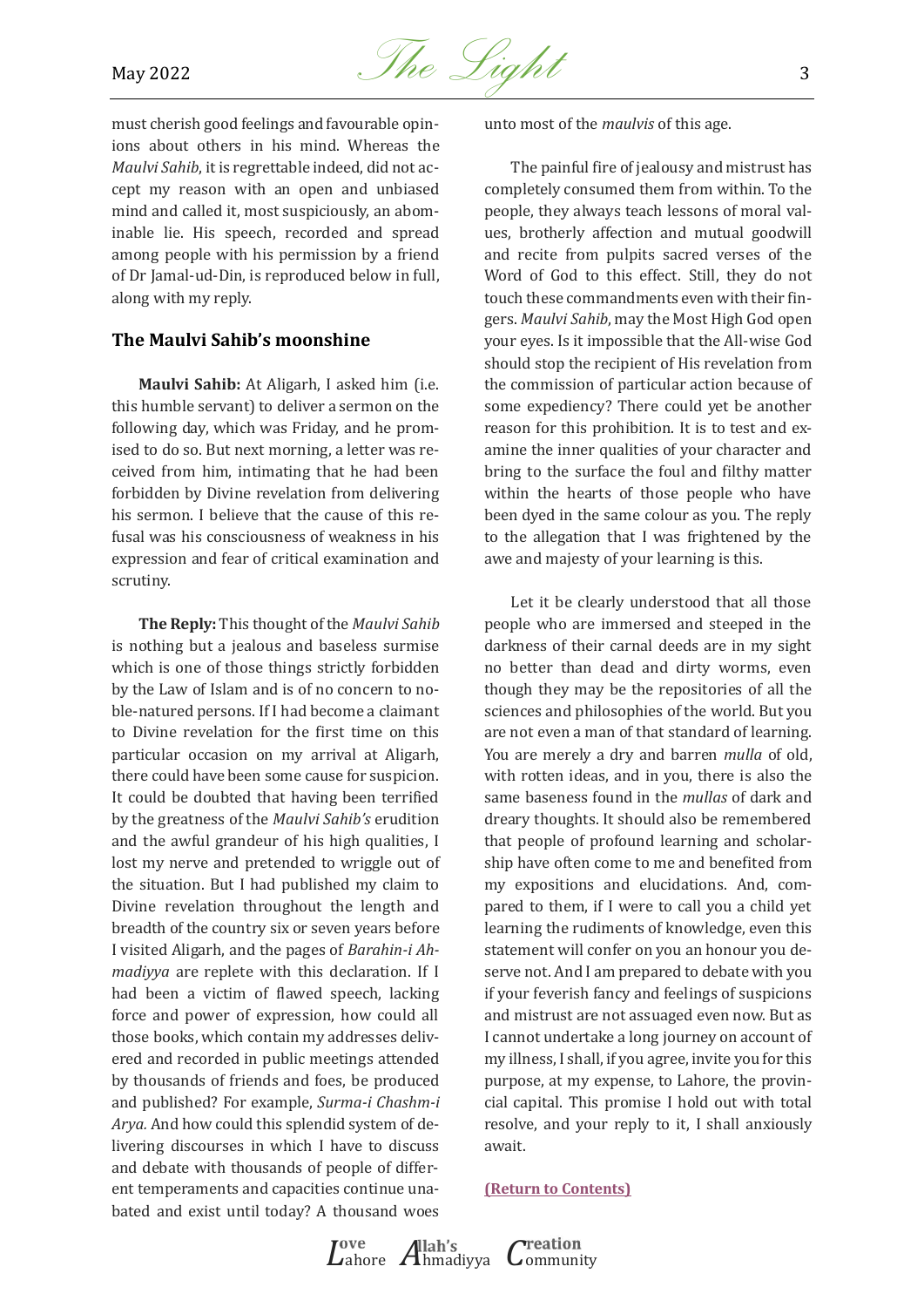must cherish good feelings and favourable opinions about others in his mind. Whereas the *Maulvi Sahib*, it is regrettable indeed, did not accept my reason with an open and unbiased mind and called it, most suspiciously, an abominable lie. His speech, recorded and spread among people with his permission by a friend of Dr Jamal-ud-Din, is reproduced below in full, along with my reply.

### The Maulvi Sahib's moonshine

**Maulvi Sahib:** At Aligarh, I asked him (i.e. this humble servant) to deliver a sermon on the following day, which was Friday, and he promised to do so. But next morning, a letter was received from him, intimating that he had been forbidden by Divine revelation from delivering his sermon. I believe that the cause of this refusal was his consciousness of weakness in his expression and fear of critical examination and scrutiny.

**The Reply:** This thought of the *Maulvi Sahib* is nothing but a jealous and baseless surmise which is one of those things strictly forbidden by the Law of Islam and is of no concern to noble-natured persons. If I had become a claimant to Divine revelation for the first time on this particular occasion on my arrival at Aligarh, there could have been some cause for suspicion. It could be doubted that having been terrified by the greatness of the *Maulvi Sahib's* erudition and the awful grandeur of his high qualities, I lost my nerve and pretended to wriggle out of the situation. But I had published my claim to Divine revelation throughout the length and breadth of the country six or seven years before I visited Aligarh, and the pages of *Barahin-i Ahmadiyya* are replete with this declaration. If I had been a victim of flawed speech, lacking force and power of expression, how could all those books, which contain my addresses delivered and recorded in public meetings attended by thousands of friends and foes, be produced and published? For example, *Surma-i Chashm-i Arya.* And how could this splendid system of delivering discourses in which I have to discuss and debate with thousands of people of different temperaments and capacities continue unabated and exist until today? A thousand woes unto most of the *maulvis* of this age.

The painful fire of jealousy and mistrust has completely consumed them from within. To the people, they always teach lessons of moral values, brotherly affection and mutual goodwill and recite from pulpits sacred verses of the Word of God to this effect. Still, they do not touch these commandments even with their fingers. *Maulvi Sahib*, may the Most High God open your eyes. Is it impossible that the All-wise God should stop the recipient of His revelation from the commission of particular action because of some expediency? There could yet be another reason for this prohibition. It is to test and examine the inner qualities of your character and bring to the surface the foul and filthy matter within the hearts of those people who have been dyed in the same colour as you. The reply to the allegation that I was frightened by the awe and majesty of your learning is this.

Let it be clearly understood that all those people who are immersed and steeped in the darkness of their carnal deeds are in my sight no better than dead and dirty worms, even though they may be the repositories of all the sciences and philosophies of the world. But you are not even a man of that standard of learning. You are merely a dry and barren *mulla* of old, with rotten ideas, and in you, there is also the same baseness found in the *mullas* of dark and dreary thoughts. It should also be remembered that people of profound learning and scholarship have often come to me and benefited from my expositions and elucidations. And, compared to them, if I were to call you a child yet learning the rudiments of knowledge, even this statement will confer on you an honour you deserve not. And I am prepared to debate with you if your feverish fancy and feelings of suspicions and mistrust are not assuaged even now. But as I cannot undertake a long journey on account of my illness, I shall, if you agree, invite you for this purpose, at my expense, to Lahore, the provincial capital. This promise I hold out with total resolve, and your reply to it, I shall anxiously await.

**(Return to Contents)**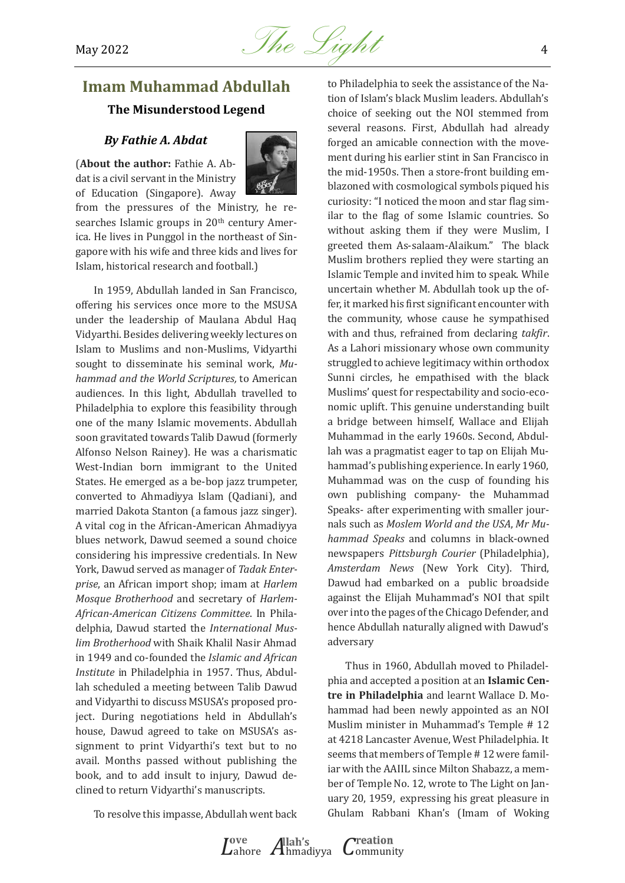## Imam Muhammad Abdullah

### The Misunderstood Legend

***By Fathie A. Abdat***

(**About the author:** Fathie A. Abdat is a civil servant in the Ministry of Education (Singapore). Away from the pressures of the Ministry, he researches Islamic groups in 20th century America. He lives in Punggol in the northeast of Singapore with his wife and three kids and lives for Islam, historical research and football.)

In 1959, Abdullah landed in San Francisco, offering his services once more to the MSUSA under the leadership of Maulana Abdul Haq Vidyarthi. Besides delivering weekly lectures on Islam to Muslims and non-Muslims, Vidyarthi sought to disseminate his seminal work, *Muhammad and the World Scriptures,* to American audiences. In this light, Abdullah travelled to Philadelphia to explore this feasibility through one of the many Islamic movements. Abdullah soon gravitated towards Talib Dawud (formerly Alfonso Nelson Rainey). He was a charismatic West-Indian born immigrant to the United States. He emerged as a be-bop jazz trumpeter, converted to Ahmadiyya Islam (Qadiani), and married Dakota Stanton (a famous jazz singer). A vital cog in the African-American Ahmadiyya blues network, Dawud seemed a sound choice considering his impressive credentials. In New York, Dawud served as manager of *Tadak Enterprise*, an African import shop; imam at *Harlem Mosque Brotherhood* and secretary of *Harlem-African-American Citizens Committee*. In Philadelphia, Dawud started the *International Muslim Brotherhood* with Shaik Khalil Nasir Ahmad in 1949 and co-founded the *Islamic and African Institute* in Philadelphia in 1957. Thus, Abdullah scheduled a meeting between Talib Dawud and Vidyarthi to discuss MSUSA's proposed project. During negotiations held in Abdullah's house, Dawud agreed to take on MSUSA's assignment to print Vidyarthi's text but to no avail. Months passed without publishing the book, and to add insult to injury, Dawud declined to return Vidyarthi's manuscripts.

To resolve this impasse, Abdullah went back to Philadelphia to seek the assistance of the Nation of Islam's black Muslim leaders. Abdullah's choice of seeking out the NOI stemmed from several reasons. First, Abdullah had already forged an amicable connection with the movement during his earlier stint in San Francisco in the mid-1950s. Then a store-front building emblazoned with cosmological symbols piqued his curiosity: "I noticed the moon and star flag similar to the flag of some Islamic countries. So without asking them if they were Muslim, I greeted them As-salaam-Alaikum." The black Muslim brothers replied they were starting an Islamic Temple and invited him to speak. While uncertain whether M. Abdullah took up the offer, it marked his first significant encounter with the community, whose cause he sympathised with and thus, refrained from declaring *takfir*. As a Lahori missionary whose own community struggled to achieve legitimacy within orthodox Sunni circles, he empathised with the black Muslims' quest for respectability and socio-economic uplift. This genuine understanding built a bridge between himself, Wallace and Elijah Muhammad in the early 1960s. Second, Abdullah was a pragmatist eager to tap on Elijah Muhammad's publishing experience. In early 1960, Muhammad was on the cusp of founding his own publishing company- the Muhammad Speaks- after experimenting with smaller journals such as *Moslem World and the USA*, *Mr Muhammad Speaks* and columns in black-owned newspapers *Pittsburgh Courier* (Philadelphia), *Amsterdam News* (New York City). Third, Dawud had embarked on a public broadside against the Elijah Muhammad's NOI that spilt over into the pages of the Chicago Defender, and hence Abdullah naturally aligned with Dawud's adversary

Thus in 1960, Abdullah moved to Philadelphia and accepted a position at an **Islamic Centre in Philadelphia** and learnt Wallace D. Mohammad had been newly appointed as an NOI Muslim minister in Muhammad's Temple # 12 at 4218 Lancaster Avenue, West Philadelphia. It seems that members of Temple # 12 were familiar with the AAIIL since Milton Shabazz, a member of Temple No. 12, wrote to The Light on January 20, 1959, expressing his great pleasure in Ghulam Rabbani Khan's (Imam of Woking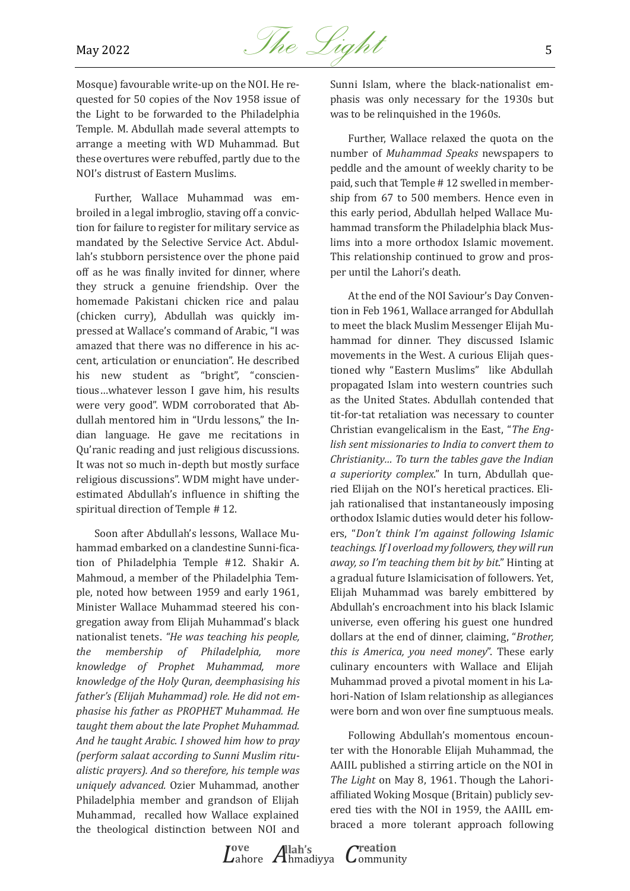Mosque) favourable write-up on the NOI. He requested for 50 copies of the Nov 1958 issue of the Light to be forwarded to the Philadelphia Temple. M. Abdullah made several attempts to arrange a meeting with WD Muhammad. But these overtures were rebuffed, partly due to the NOI's distrust of Eastern Muslims.

Further, Wallace Muhammad was embroiled in a legal imbroglio, staving off a conviction for failure to register for military service as mandated by the Selective Service Act. Abdullah's stubborn persistence over the phone paid off as he was finally invited for dinner, where they struck a genuine friendship. Over the homemade Pakistani chicken rice and palau (chicken curry), Abdullah was quickly impressed at Wallace's command of Arabic, "I was amazed that there was no difference in his accent, articulation or enunciation". He described his new student as "bright", "conscientious…whatever lesson I gave him, his results were very good". WDM corroborated that Abdullah mentored him in "Urdu lessons," the Indian language. He gave me recitations in Qu'ranic reading and just religious discussions. It was not so much in-depth but mostly surface religious discussions". WDM might have underestimated Abdullah's influence in shifting the spiritual direction of Temple # 12.

Soon after Abdullah's lessons, Wallace Muhammad embarked on a clandestine Sunni-fication of Philadelphia Temple #12. Shakir A. Mahmoud, a member of the Philadelphia Temple, noted how between 1959 and early 1961, Minister Wallace Muhammad steered his congregation away from Elijah Muhammad's black nationalist tenets. *"He was teaching his people, the membership of Philadelphia, more knowledge of Prophet Muhammad, more knowledge of the Holy Quran, deemphasising his father's (Elijah Muhammad) role. He did not emphasise his father as PROPHET Muhammad. He taught them about the late Prophet Muhammad. And he taught Arabic. I showed him how to pray (perform salaat according to Sunni Muslim ritualistic prayers). And so therefore, his temple was uniquely advanced.* Ozier Muhammad, another Philadelphia member and grandson of Elijah Muhammad, recalled how Wallace explained the theological distinction between NOI and Sunni Islam, where the black-nationalist emphasis was only necessary for the 1930s but was to be relinquished in the 1960s.

Further, Wallace relaxed the quota on the number of *Muhammad Speaks* newspapers to peddle and the amount of weekly charity to be paid, such that Temple # 12 swelled in membership from 67 to 500 members. Hence even in this early period, Abdullah helped Wallace Muhammad transform the Philadelphia black Muslims into a more orthodox Islamic movement. This relationship continued to grow and prosper until the Lahori's death.

At the end of the NOI Saviour's Day Convention in Feb 1961, Wallace arranged for Abdullah to meet the black Muslim Messenger Elijah Muhammad for dinner. They discussed Islamic movements in the West. A curious Elijah questioned why "Eastern Muslims" like Abdullah propagated Islam into western countries such as the United States. Abdullah contended that tit-for-tat retaliation was necessary to counter Christian evangelicalism in the East, "*The English sent missionaries to India to convert them to Christianity… To turn the tables gave the Indian a superiority complex*." In turn, Abdullah queried Elijah on the NOI's heretical practices. Elijah rationalised that instantaneously imposing orthodox Islamic duties would deter his followers, "*Don't think I'm against following Islamic teachings. If I overload my followers, they will run away, so I'm teaching them bit by bit*." Hinting at a gradual future Islamicisation of followers. Yet, Elijah Muhammad was barely embittered by Abdullah's encroachment into his black Islamic universe, even offering his guest one hundred dollars at the end of dinner, claiming, "*Brother, this is America, you need money*". These early culinary encounters with Wallace and Elijah Muhammad proved a pivotal moment in his Lahori-Nation of Islam relationship as allegiances were born and won over fine sumptuous meals.

Following Abdullah's momentous encounter with the Honorable Elijah Muhammad, the AAIIL published a stirring article on the NOI in *The Light* on May 8, 1961. Though the Lahori-affiliated Woking Mosque (Britain) publicly severed ties with the NOI in 1959, the AAIIL embraced a more tolerant approach following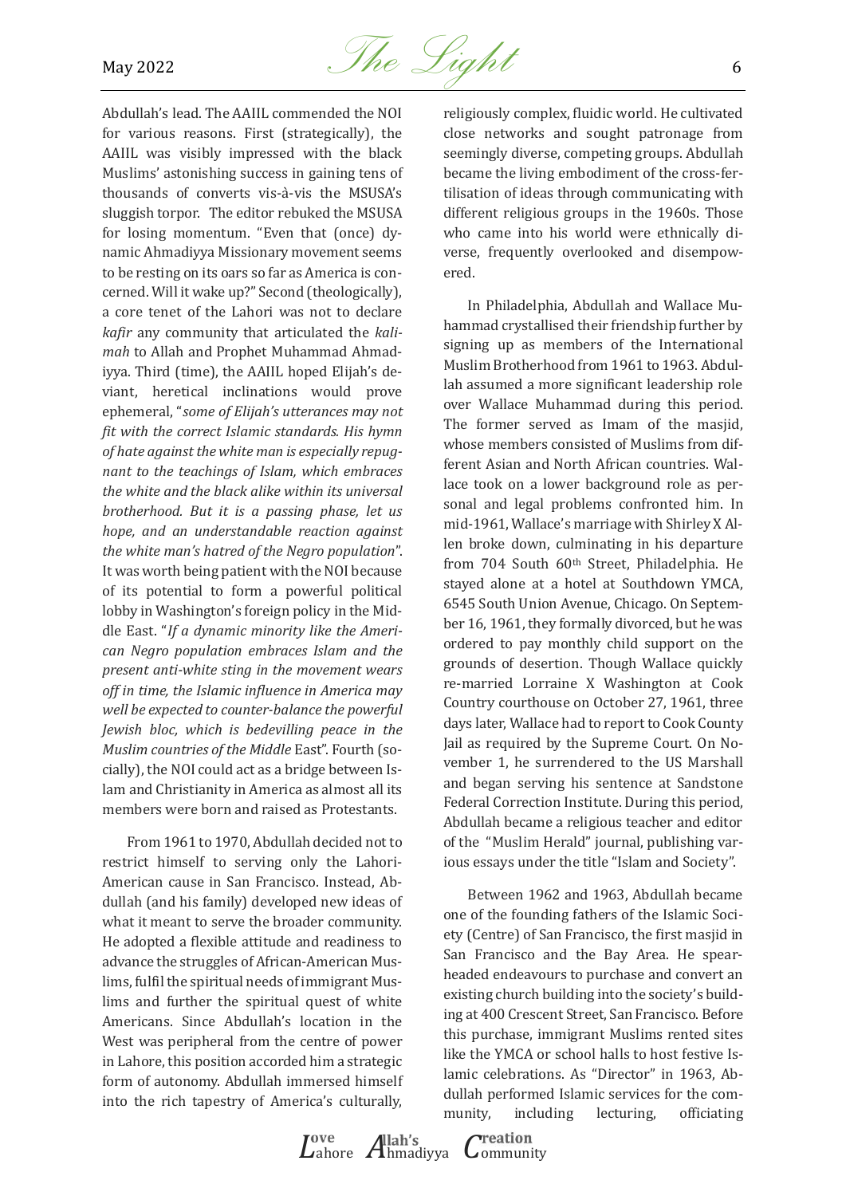Abdullah's lead. The AAIIL commended the NOI for various reasons. First (strategically), the AAIIL was visibly impressed with the black Muslims' astonishing success in gaining tens of thousands of converts vis-à-vis the MSUSA's sluggish torpor. The editor rebuked the MSUSA for losing momentum. "Even that (once) dynamic Ahmadiyya Missionary movement seems to be resting on its oars so far as America is concerned. Will it wake up?" Second (theologically), a core tenet of the Lahori was not to declare *kafir* any community that articulated the *kalimah* to Allah and Prophet Muhammad Ahmadiyya. Third (time), the AAIIL hoped Elijah's deviant, heretical inclinations would prove ephemeral, "*some of Elijah's utterances may not fit with the correct Islamic standards. His hymn of hate against the white man is especially repugnant to the teachings of Islam, which embraces the white and the black alike within its universal brotherhood. But it is a passing phase, let us hope, and an understandable reaction against the white man's hatred of the Negro population*". It was worth being patient with the NOI because of its potential to form a powerful political lobby in Washington's foreign policy in the Middle East. "*If a dynamic minority like the American Negro population embraces Islam and the present anti-white sting in the movement wears off in time, the Islamic influence in America may well be expected to counter-balance the powerful Jewish bloc, which is bedevilling peace in the Muslim countries of the Middle* East". Fourth (socially), the NOI could act as a bridge between Islam and Christianity in America as almost all its members were born and raised as Protestants.

From 1961 to 1970, Abdullah decided not to restrict himself to serving only the Lahori-American cause in San Francisco. Instead, Abdullah (and his family) developed new ideas of what it meant to serve the broader community. He adopted a flexible attitude and readiness to advance the struggles of African-American Muslims, fulfil the spiritual needs of immigrant Muslims and further the spiritual quest of white Americans. Since Abdullah's location in the West was peripheral from the centre of power in Lahore, this position accorded him a strategic form of autonomy. Abdullah immersed himself into the rich tapestry of America's culturally, religiously complex, fluidic world. He cultivated close networks and sought patronage from seemingly diverse, competing groups. Abdullah became the living embodiment of the cross-fertilisation of ideas through communicating with different religious groups in the 1960s. Those who came into his world were ethnically diverse, frequently overlooked and disempowered.

In Philadelphia, Abdullah and Wallace Muhammad crystallised their friendship further by signing up as members of the International Muslim Brotherhood from 1961 to 1963. Abdullah assumed a more significant leadership role over Wallace Muhammad during this period. The former served as Imam of the masjid, whose members consisted of Muslims from different Asian and North African countries. Wallace took on a lower background role as personal and legal problems confronted him. In mid-1961, Wallace's marriage with Shirley X Allen broke down, culminating in his departure from 704 South 60th Street, Philadelphia. He stayed alone at a hotel at Southdown YMCA, 6545 South Union Avenue, Chicago. On September 16, 1961, they formally divorced, but he was ordered to pay monthly child support on the grounds of desertion. Though Wallace quickly re-married Lorraine X Washington at Cook Country courthouse on October 27, 1961, three days later, Wallace had to report to Cook County Jail as required by the Supreme Court. On November 1, he surrendered to the US Marshall and began serving his sentence at Sandstone Federal Correction Institute. During this period, Abdullah became a religious teacher and editor of the "Muslim Herald" journal, publishing various essays under the title "Islam and Society".

Between 1962 and 1963, Abdullah became one of the founding fathers of the Islamic Society (Centre) of San Francisco, the first masjid in San Francisco and the Bay Area. He spearheaded endeavours to purchase and convert an existing church building into the society's building at 400 Crescent Street, San Francisco. Before this purchase, immigrant Muslims rented sites like the YMCA or school halls to host festive Islamic celebrations. As "Director" in 1963, Abdullah performed Islamic services for the community, including lecturing, officiating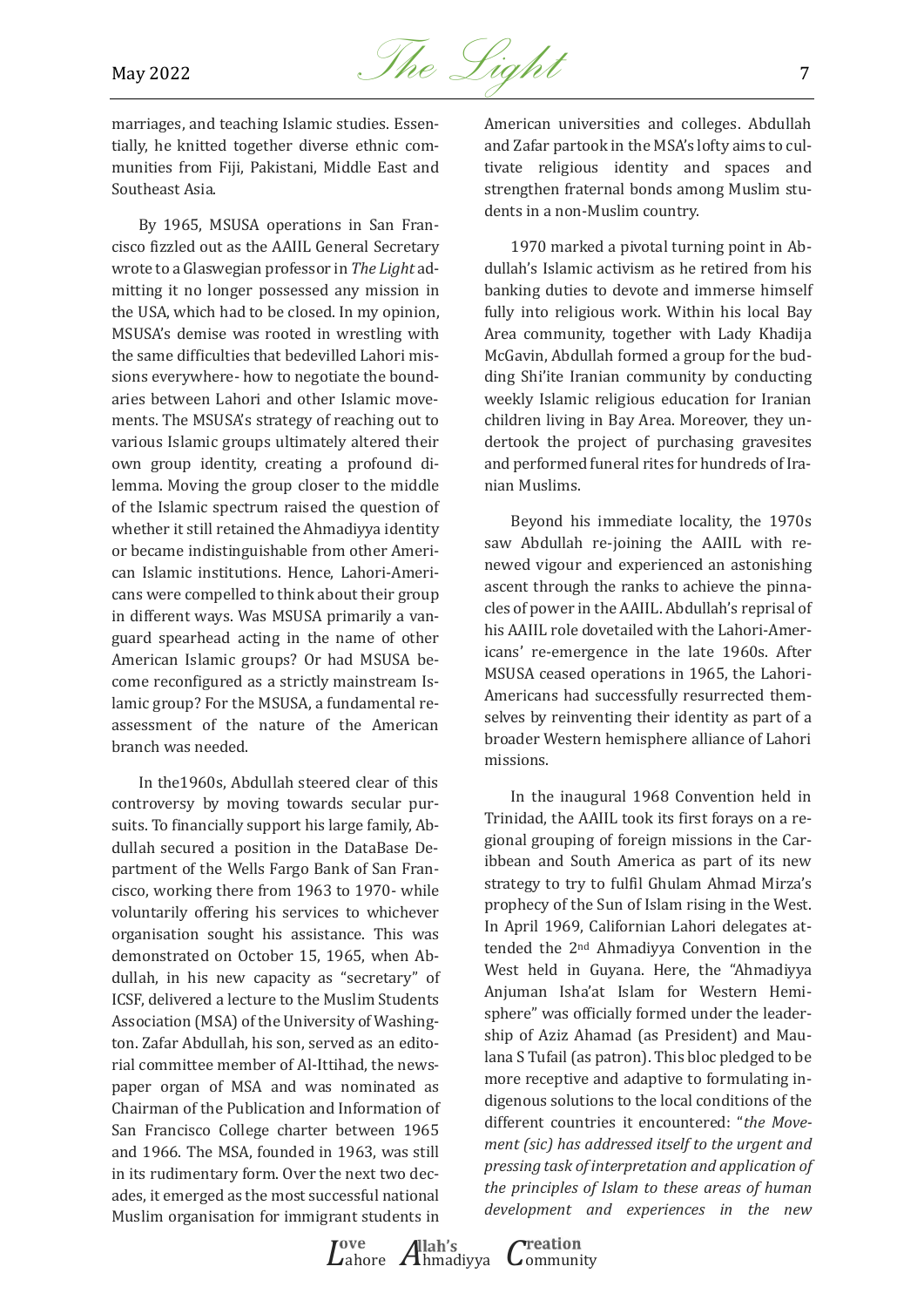marriages, and teaching Islamic studies. Essentially, he knitted together diverse ethnic communities from Fiji, Pakistani, Middle East and Southeast Asia.

By 1965, MSUSA operations in San Francisco fizzled out as the AAIIL General Secretary wrote to a Glaswegian professor in *The Light* admitting it no longer possessed any mission in the USA, which had to be closed. In my opinion, MSUSA's demise was rooted in wrestling with the same difficulties that bedevilled Lahori missions everywhere- how to negotiate the boundaries between Lahori and other Islamic movements. The MSUSA's strategy of reaching out to various Islamic groups ultimately altered their own group identity, creating a profound dilemma. Moving the group closer to the middle of the Islamic spectrum raised the question of whether it still retained the Ahmadiyya identity or became indistinguishable from other American Islamic institutions. Hence, Lahori-Americans were compelled to think about their group in different ways. Was MSUSA primarily a vanguard spearhead acting in the name of other American Islamic groups? Or had MSUSA become reconfigured as a strictly mainstream Islamic group? For the MSUSA, a fundamental reassessment of the nature of the American branch was needed.

In the1960s, Abdullah steered clear of this controversy by moving towards secular pursuits. To financially support his large family, Abdullah secured a position in the DataBase Department of the Wells Fargo Bank of San Francisco, working there from 1963 to 1970- while voluntarily offering his services to whichever organisation sought his assistance. This was demonstrated on October 15, 1965, when Abdullah, in his new capacity as "secretary" of ICSF, delivered a lecture to the Muslim Students Association (MSA) of the University of Washington. Zafar Abdullah, his son, served as an editorial committee member of Al-Ittihad, the newspaper organ of MSA and was nominated as Chairman of the Publication and Information of San Francisco College charter between 1965 and 1966. The MSA, founded in 1963, was still in its rudimentary form. Over the next two decades, it emerged as the most successful national Muslim organisation for immigrant students in American universities and colleges. Abdullah and Zafar partook in the MSA's lofty aims to cultivate religious identity and spaces and strengthen fraternal bonds among Muslim students in a non-Muslim country.

1970 marked a pivotal turning point in Abdullah's Islamic activism as he retired from his banking duties to devote and immerse himself fully into religious work. Within his local Bay Area community, together with Lady Khadija McGavin, Abdullah formed a group for the budding Shi'ite Iranian community by conducting weekly Islamic religious education for Iranian children living in Bay Area. Moreover, they undertook the project of purchasing gravesites and performed funeral rites for hundreds of Iranian Muslims.

Beyond his immediate locality, the 1970s saw Abdullah re-joining the AAIIL with renewed vigour and experienced an astonishing ascent through the ranks to achieve the pinnacles of power in the AAIIL. Abdullah's reprisal of his AAIIL role dovetailed with the Lahori-Americans' re-emergence in the late 1960s. After MSUSA ceased operations in 1965, the Lahori-Americans had successfully resurrected themselves by reinventing their identity as part of a broader Western hemisphere alliance of Lahori missions.

In the inaugural 1968 Convention held in Trinidad, the AAIIL took its first forays on a regional grouping of foreign missions in the Caribbean and South America as part of its new strategy to try to fulfil Ghulam Ahmad Mirza's prophecy of the Sun of Islam rising in the West. In April 1969, Californian Lahori delegates attended the 2nd Ahmadiyya Convention in the West held in Guyana. Here, the "Ahmadiyya Anjuman Isha'at Islam for Western Hemisphere" was officially formed under the leadership of Aziz Ahamad (as President) and Maulana S Tufail (as patron). This bloc pledged to be more receptive and adaptive to formulating indigenous solutions to the local conditions of the different countries it encountered: "*the Movement (sic) has addressed itself to the urgent and pressing task of interpretation and application of the principles of Islam to these areas of human development and experiences in the new*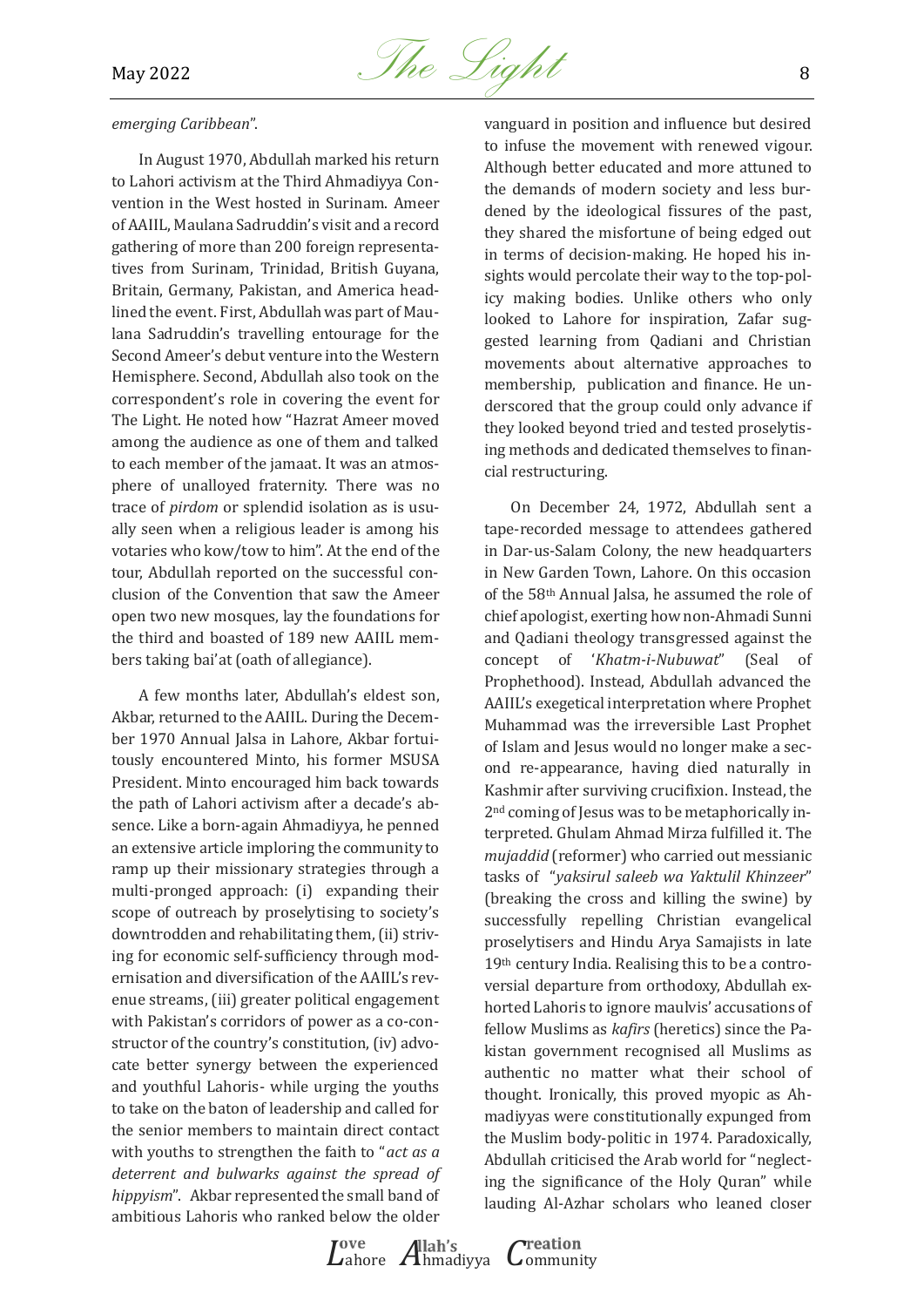*emerging Caribbean*".

In August 1970, Abdullah marked his return to Lahori activism at the Third Ahmadiyya Convention in the West hosted in Surinam. Ameer of AAIIL, Maulana Sadruddin's visit and a record gathering of more than 200 foreign representatives from Surinam, Trinidad, British Guyana, Britain, Germany, Pakistan, and America headlined the event. First, Abdullah was part of Maulana Sadruddin's travelling entourage for the Second Ameer's debut venture into the Western Hemisphere. Second, Abdullah also took on the correspondent's role in covering the event for The Light. He noted how "Hazrat Ameer moved among the audience as one of them and talked to each member of the jamaat. It was an atmosphere of unalloyed fraternity. There was no trace of *pirdom* or splendid isolation as is usually seen when a religious leader is among his votaries who kow/tow to him". At the end of the tour, Abdullah reported on the successful conclusion of the Convention that saw the Ameer open two new mosques, lay the foundations for the third and boasted of 189 new AAIIL members taking bai'at (oath of allegiance).

A few months later, Abdullah's eldest son, Akbar, returned to the AAIIL. During the December 1970 Annual Jalsa in Lahore, Akbar fortuitously encountered Minto, his former MSUSA President. Minto encouraged him back towards the path of Lahori activism after a decade's absence. Like a born-again Ahmadiyya, he penned an extensive article imploring the community to ramp up their missionary strategies through a multi-pronged approach: (i) expanding their scope of outreach by proselytising to society's downtrodden and rehabilitating them, (ii) striving for economic self-sufficiency through modernisation and diversification of the AAIIL's revenue streams, (iii) greater political engagement with Pakistan's corridors of power as a co-constructor of the country's constitution, (iv) advocate better synergy between the experienced and youthful Lahoris- while urging the youths to take on the baton of leadership and called for the senior members to maintain direct contact with youths to strengthen the faith to "*act as a deterrent and bulwarks against the spread of hippyism*". Akbar represented the small band of ambitious Lahoris who ranked below the older vanguard in position and influence but desired to infuse the movement with renewed vigour. Although better educated and more attuned to the demands of modern society and less burdened by the ideological fissures of the past, they shared the misfortune of being edged out in terms of decision-making. He hoped his insights would percolate their way to the top-policy making bodies. Unlike others who only looked to Lahore for inspiration, Zafar suggested learning from Qadiani and Christian movements about alternative approaches to membership, publication and finance. He underscored that the group could only advance if they looked beyond tried and tested proselytising methods and dedicated themselves to financial restructuring.

On December 24, 1972, Abdullah sent a tape-recorded message to attendees gathered in Dar-us-Salam Colony, the new headquarters in New Garden Town, Lahore. On this occasion of the 58th Annual Jalsa, he assumed the role of chief apologist, exerting how non-Ahmadi Sunni and Qadiani theology transgressed against the concept of '*Khatm-i-Nubuwat*" (Seal of Prophethood). Instead, Abdullah advanced the AAIIL's exegetical interpretation where Prophet Muhammad was the irreversible Last Prophet of Islam and Jesus would no longer make a second re-appearance, having died naturally in Kashmir after surviving crucifixion. Instead, the 2nd coming of Jesus was to be metaphorically interpreted. Ghulam Ahmad Mirza fulfilled it. The *mujaddid* (reformer) who carried out messianic tasks of "*yaksirul saleeb wa Yaktulil Khinzeer*" (breaking the cross and killing the swine) by successfully repelling Christian evangelical proselytisers and Hindu Arya Samajists in late 19th century India. Realising this to be a controversial departure from orthodoxy, Abdullah exhorted Lahoris to ignore maulvis' accusations of fellow Muslims as *kafirs* (heretics) since the Pakistan government recognised all Muslims as authentic no matter what their school of thought. Ironically, this proved myopic as Ahmadiyyas were constitutionally expunged from the Muslim body-politic in 1974. Paradoxically, Abdullah criticised the Arab world for "neglecting the significance of the Holy Quran" while lauding Al-Azhar scholars who leaned closer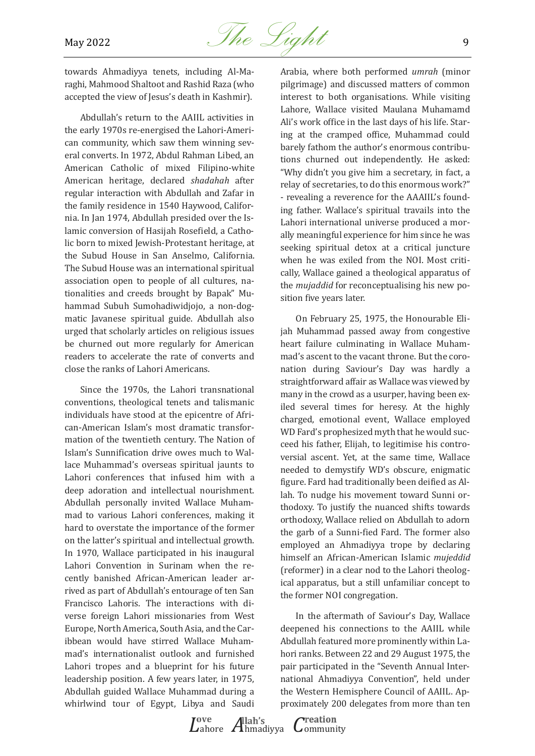towards Ahmadiyya tenets, including Al-Maraghi, Mahmood Shaltoot and Rashid Raza (who accepted the view of Jesus's death in Kashmir).

Abdullah's return to the AAIIL activities in the early 1970s re-energised the Lahori-American community, which saw them winning several converts. In 1972, Abdul Rahman Libed, an American Catholic of mixed Filipino-white American heritage, declared *shadahah* after regular interaction with Abdullah and Zafar in the family residence in 1540 Haywood, California. In Jan 1974, Abdullah presided over the Islamic conversion of Hasijah Rosefield, a Catholic born to mixed Jewish-Protestant heritage, at the Subud House in San Anselmo, California. The Subud House was an international spiritual association open to people of all cultures, nationalities and creeds brought by Bapak" Muhammad Subuh Sumohadiwidjojo, a non-dogmatic Javanese spiritual guide. Abdullah also urged that scholarly articles on religious issues be churned out more regularly for American readers to accelerate the rate of converts and close the ranks of Lahori Americans.

Since the 1970s, the Lahori transnational conventions, theological tenets and talismanic individuals have stood at the epicentre of African-American Islam's most dramatic transformation of the twentieth century. The Nation of Islam's Sunnification drive owes much to Wallace Muhammad's overseas spiritual jaunts to Lahori conferences that infused him with a deep adoration and intellectual nourishment. Abdullah personally invited Wallace Muhammad to various Lahori conferences, making it hard to overstate the importance of the former on the latter's spiritual and intellectual growth. In 1970, Wallace participated in his inaugural Lahori Convention in Surinam when the recently banished African-American leader arrived as part of Abdullah's entourage of ten San Francisco Lahoris. The interactions with diverse foreign Lahori missionaries from West Europe, North America, South Asia, and the Caribbean would have stirred Wallace Muhammad's internationalist outlook and furnished Lahori tropes and a blueprint for his future leadership position. A few years later, in 1975, Abdullah guided Wallace Muhammad during a whirlwind tour of Egypt, Libya and Saudi Arabia, where both performed *umrah* (minor pilgrimage) and discussed matters of common interest to both organisations. While visiting Lahore, Wallace visited Maulana Muhamamd Ali's work office in the last days of his life. Staring at the cramped office, Muhammad could barely fathom the author's enormous contributions churned out independently. He asked: "Why didn't you give him a secretary, in fact, a relay of secretaries, to do this enormous work?" - revealing a reverence for the AAAIIL's founding father. Wallace's spiritual travails into the Lahori international universe produced a morally meaningful experience for him since he was seeking spiritual detox at a critical juncture when he was exiled from the NOI. Most critically, Wallace gained a theological apparatus of the *mujaddid* for reconceptualising his new position five years later.

On February 25, 1975, the Honourable Elijah Muhammad passed away from congestive heart failure culminating in Wallace Muhammad's ascent to the vacant throne. But the coronation during Saviour's Day was hardly a straightforward affair as Wallace was viewed by many in the crowd as a usurper, having been exiled several times for heresy. At the highly charged, emotional event, Wallace employed WD Fard's prophesized myth that he would succeed his father, Elijah, to legitimise his controversial ascent. Yet, at the same time, Wallace needed to demystify WD's obscure, enigmatic figure. Fard had traditionally been deified as Allah. To nudge his movement toward Sunni orthodoxy. To justify the nuanced shifts towards orthodoxy, Wallace relied on Abdullah to adorn the garb of a Sunni-fied Fard. The former also employed an Ahmadiyya trope by declaring himself an African-American Islamic *mujeddid* (reformer) in a clear nod to the Lahori theological apparatus, but a still unfamiliar concept to the former NOI congregation.

In the aftermath of Saviour's Day, Wallace deepened his connections to the AAIIL while Abdullah featured more prominently within Lahori ranks. Between 22 and 29 August 1975, the pair participated in the "Seventh Annual International Ahmadiyya Convention", held under the Western Hemisphere Council of AAIIL. Approximately 200 delegates from more than ten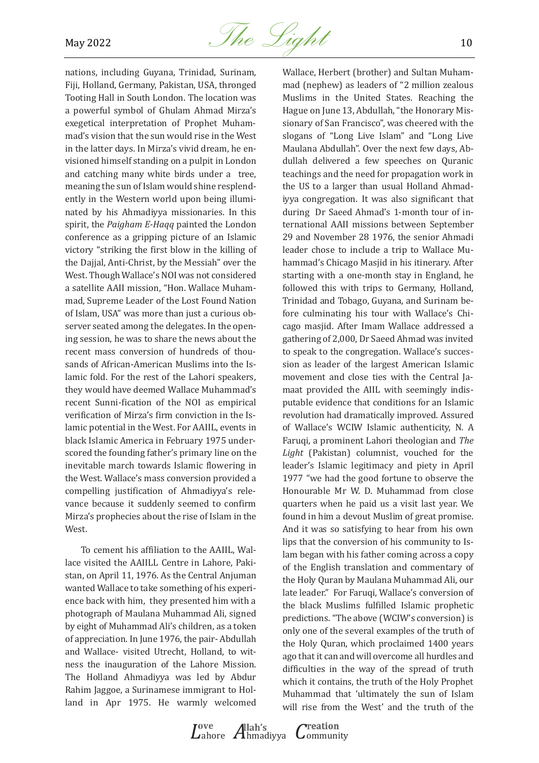nations, including Guyana, Trinidad, Surinam, Fiji, Holland, Germany, Pakistan, USA, thronged Tooting Hall in South London. The location was a powerful symbol of Ghulam Ahmad Mirza's exegetical interpretation of Prophet Muhammad's vision that the sun would rise in the West in the latter days. In Mirza's vivid dream, he envisioned himself standing on a pulpit in London and catching many white birds under a tree, meaning the sun of Islam would shine resplendently in the Western world upon being illuminated by his Ahmadiyya missionaries. In this spirit, the *Paigham E-Haqq* painted the London conference as a gripping picture of an Islamic victory "striking the first blow in the killing of the Dajjal, Anti-Christ, by the Messiah" over the West. Though Wallace's NOI was not considered a satellite AAII mission, "Hon. Wallace Muhammad, Supreme Leader of the Lost Found Nation of Islam, USA" was more than just a curious observer seated among the delegates. In the opening session, he was to share the news about the recent mass conversion of hundreds of thousands of African-American Muslims into the Islamic fold. For the rest of the Lahori speakers, they would have deemed Wallace Muhammad's recent Sunni-fication of the NOI as empirical verification of Mirza's firm conviction in the Islamic potential in the West. For AAIIL, events in black Islamic America in February 1975 underscored the founding father's primary line on the inevitable march towards Islamic flowering in the West. Wallace's mass conversion provided a compelling justification of Ahmadiyya's relevance because it suddenly seemed to confirm Mirza's prophecies about the rise of Islam in the West.

To cement his affiliation to the AAIIL, Wallace visited the AAIILL Centre in Lahore, Pakistan, on April 11, 1976. As the Central Anjuman wanted Wallace to take something of his experience back with him, they presented him with a photograph of Maulana Muhammad Ali, signed by eight of Muhammad Ali's children, as a token of appreciation. In June 1976, the pair- Abdullah and Wallace- visited Utrecht, Holland, to witness the inauguration of the Lahore Mission. The Holland Ahmadiyya was led by Abdur Rahim Jaggoe, a Surinamese immigrant to Holland in Apr 1975. He warmly welcomed Wallace, Herbert (brother) and Sultan Muhammad (nephew) as leaders of "2 million zealous Muslims in the United States. Reaching the Hague on June 13, Abdullah, "the Honorary Missionary of San Francisco", was cheered with the slogans of "Long Live Islam" and "Long Live Maulana Abdullah". Over the next few days, Abdullah delivered a few speeches on Quranic teachings and the need for propagation work in the US to a larger than usual Holland Ahmadiyya congregation. It was also significant that during Dr Saeed Ahmad's 1-month tour of international AAII missions between September 29 and November 28 1976, the senior Ahmadi leader chose to include a trip to Wallace Muhammad's Chicago Masjid in his itinerary. After starting with a one-month stay in England, he followed this with trips to Germany, Holland, Trinidad and Tobago, Guyana, and Surinam before culminating his tour with Wallace's Chicago masjid. After Imam Wallace addressed a gathering of 2,000, Dr Saeed Ahmad was invited to speak to the congregation. Wallace's succession as leader of the largest American Islamic movement and close ties with the Central Jamaat provided the AIIL with seemingly indisputable evidence that conditions for an Islamic revolution had dramatically improved. Assured of Wallace's WCIW Islamic authenticity, N. A Faruqi, a prominent Lahori theologian and *The Light* (Pakistan) columnist, vouched for the leader's Islamic legitimacy and piety in April 1977 "we had the good fortune to observe the Honourable Mr W. D. Muhammad from close quarters when he paid us a visit last year. We found in him a devout Muslim of great promise. And it was so satisfying to hear from his own lips that the conversion of his community to Islam began with his father coming across a copy of the English translation and commentary of the Holy Quran by Maulana Muhammad Ali, our late leader." For Faruqi, Wallace's conversion of the black Muslims fulfilled Islamic prophetic predictions. "The above (WCIW's conversion) is only one of the several examples of the truth of the Holy Quran, which proclaimed 1400 years ago that it can and will overcome all hurdles and difficulties in the way of the spread of truth which it contains, the truth of the Holy Prophet Muhammad that 'ultimately the sun of Islam will rise from the West' and the truth of the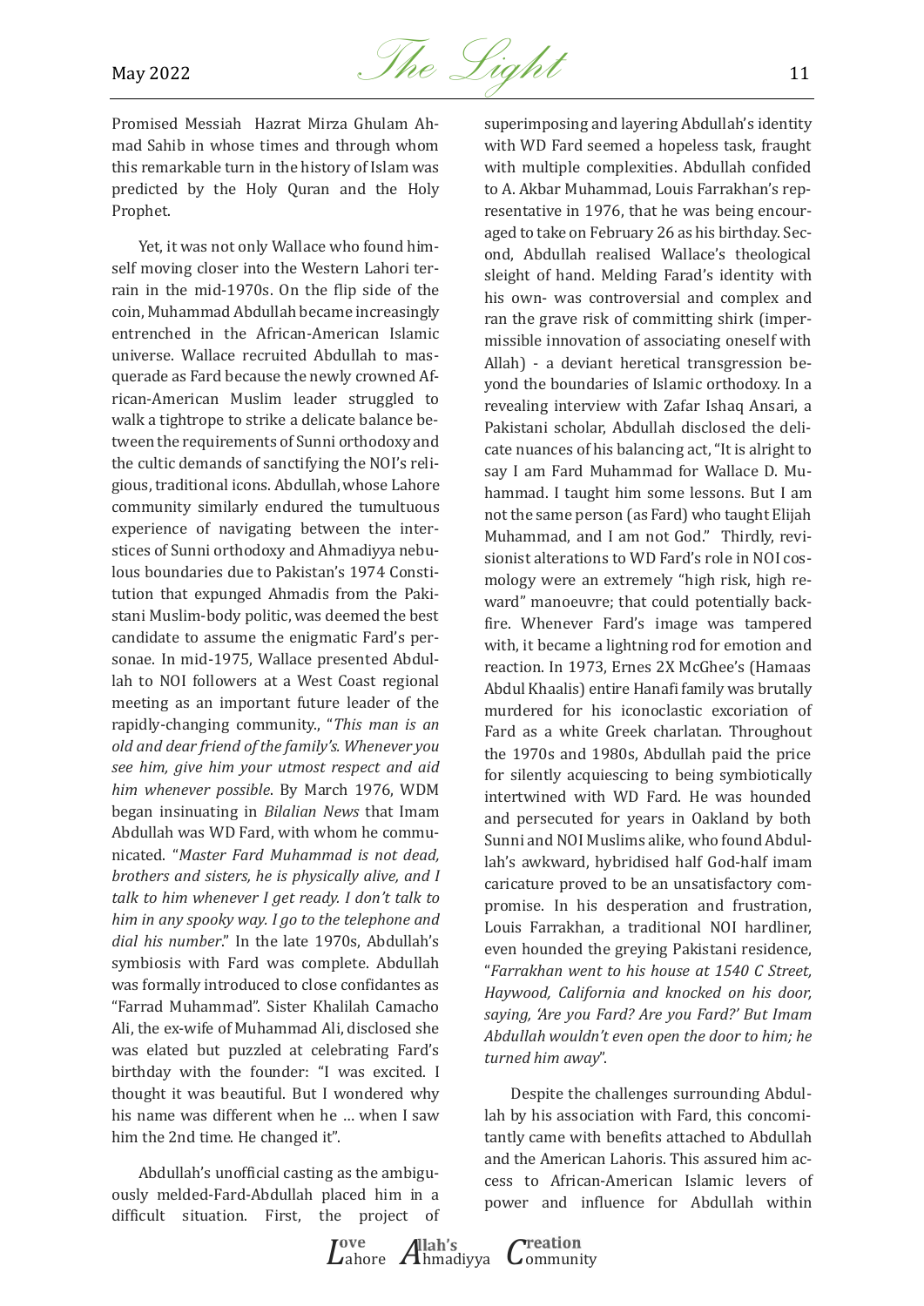Promised Messiah Hazrat Mirza Ghulam Ahmad Sahib in whose times and through whom this remarkable turn in the history of Islam was predicted by the Holy Quran and the Holy Prophet.

Yet, it was not only Wallace who found himself moving closer into the Western Lahori terrain in the mid-1970s. On the flip side of the coin, Muhammad Abdullah became increasingly entrenched in the African-American Islamic universe. Wallace recruited Abdullah to masquerade as Fard because the newly crowned African-American Muslim leader struggled to walk a tightrope to strike a delicate balance between the requirements of Sunni orthodoxy and the cultic demands of sanctifying the NOI's religious, traditional icons. Abdullah, whose Lahore community similarly endured the tumultuous experience of navigating between the interstices of Sunni orthodoxy and Ahmadiyya nebulous boundaries due to Pakistan's 1974 Constitution that expunged Ahmadis from the Pakistani Muslim-body politic, was deemed the best candidate to assume the enigmatic Fard's personae. In mid-1975, Wallace presented Abdullah to NOI followers at a West Coast regional meeting as an important future leader of the rapidly-changing community., "*This man is an old and dear friend of the family's. Whenever you see him, give him your utmost respect and aid him whenever possible*. By March 1976, WDM began insinuating in *Bilalian News* that Imam Abdullah was WD Fard, with whom he communicated. "*Master Fard Muhammad is not dead, brothers and sisters, he is physically alive, and I talk to him whenever I get ready. I don't talk to him in any spooky way. I go to the telephone and dial his number*." In the late 1970s, Abdullah's symbiosis with Fard was complete. Abdullah was formally introduced to close confidantes as "Farrad Muhammad". Sister Khalilah Camacho Ali, the ex-wife of Muhammad Ali, disclosed she was elated but puzzled at celebrating Fard's birthday with the founder: "I was excited. I thought it was beautiful. But I wondered why his name was different when he … when I saw him the 2nd time. He changed it".

Abdullah's unofficial casting as the ambiguously melded-Fard-Abdullah placed him in a difficult situation. First, the project of superimposing and layering Abdullah's identity with WD Fard seemed a hopeless task, fraught with multiple complexities. Abdullah confided to A. Akbar Muhammad, Louis Farrakhan's representative in 1976, that he was being encouraged to take on February 26 as his birthday. Second, Abdullah realised Wallace's theological sleight of hand. Melding Farad's identity with his own- was controversial and complex and ran the grave risk of committing shirk (impermissible innovation of associating oneself with Allah) - a deviant heretical transgression beyond the boundaries of Islamic orthodoxy. In a revealing interview with Zafar Ishaq Ansari, a Pakistani scholar, Abdullah disclosed the delicate nuances of his balancing act, "It is alright to say I am Fard Muhammad for Wallace D. Muhammad. I taught him some lessons. But I am not the same person (as Fard) who taught Elijah Muhammad, and I am not God." Thirdly, revisionist alterations to WD Fard's role in NOI cosmology were an extremely "high risk, high reward" manoeuvre; that could potentially backfire. Whenever Fard's image was tampered with, it became a lightning rod for emotion and reaction. In 1973, Ernes 2X McGhee's (Hamaas Abdul Khaalis) entire Hanafi family was brutally murdered for his iconoclastic excoriation of Fard as a white Greek charlatan. Throughout the 1970s and 1980s, Abdullah paid the price for silently acquiescing to being symbiotically intertwined with WD Fard. He was hounded and persecuted for years in Oakland by both Sunni and NOI Muslims alike, who found Abdullah's awkward, hybridised half God-half imam caricature proved to be an unsatisfactory compromise. In his desperation and frustration, Louis Farrakhan, a traditional NOI hardliner, even hounded the greying Pakistani residence, "*Farrakhan went to his house at 1540 C Street, Haywood, California and knocked on his door, saying, 'Are you Fard? Are you Fard?' But Imam Abdullah wouldn't even open the door to him; he turned him away*".

Despite the challenges surrounding Abdullah by his association with Fard, this concomitantly came with benefits attached to Abdullah and the American Lahoris. This assured him access to African-American Islamic levers of power and influence for Abdullah within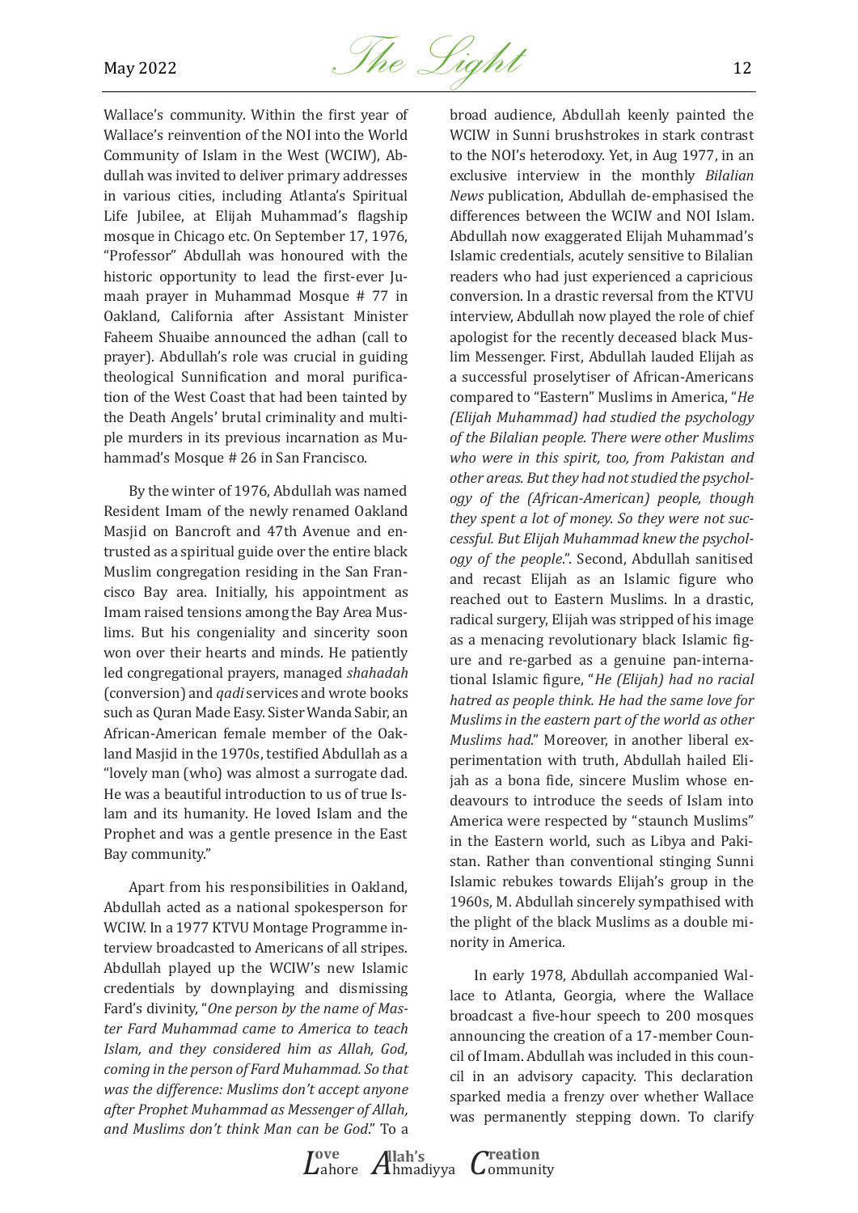Wallace's community. Within the first year of Wallace's reinvention of the NOI into the World Community of Islam in the West (WCIW), Abdullah was invited to deliver primary addresses in various cities, including Atlanta's Spiritual Life Jubilee, at Elijah Muhammad's flagship mosque in Chicago etc. On September 17, 1976, "Professor" Abdullah was honoured with the historic opportunity to lead the first-ever Jumaah prayer in Muhammad Mosque # 77 in Oakland, California after Assistant Minister Faheem Shuaibe announced the adhan (call to prayer). Abdullah's role was crucial in guiding theological Sunnification and moral purification of the West Coast that had been tainted by the Death Angels' brutal criminality and multiple murders in its previous incarnation as Muhammad's Mosque # 26 in San Francisco.

By the winter of 1976, Abdullah was named Resident Imam of the newly renamed Oakland Masjid on Bancroft and 47th Avenue and entrusted as a spiritual guide over the entire black Muslim congregation residing in the San Francisco Bay area. Initially, his appointment as Imam raised tensions among the Bay Area Muslims. But his congeniality and sincerity soon won over their hearts and minds. He patiently led congregational prayers, managed *shahadah* (conversion) and *qadi* services and wrote books such as Quran Made Easy. Sister Wanda Sabir, an African-American female member of the Oakland Masjid in the 1970s, testified Abdullah as a "lovely man (who) was almost a surrogate dad. He was a beautiful introduction to us of true Islam and its humanity. He loved Islam and the Prophet and was a gentle presence in the East Bay community."

Apart from his responsibilities in Oakland, Abdullah acted as a national spokesperson for WCIW. In a 1977 KTVU Montage Programme interview broadcasted to Americans of all stripes. Abdullah played up the WCIW's new Islamic credentials by downplaying and dismissing Fard's divinity, "*One person by the name of Master Fard Muhammad came to America to teach Islam, and they considered him as Allah, God, coming in the person of Fard Muhammad. So that was the difference: Muslims don't accept anyone after Prophet Muhammad as Messenger of Allah, and Muslims don't think Man can be God*." To a broad audience, Abdullah keenly painted the WCIW in Sunni brushstrokes in stark contrast to the NOI's heterodoxy. Yet, in Aug 1977, in an exclusive interview in the monthly *Bilalian News* publication, Abdullah de-emphasised the differences between the WCIW and NOI Islam. Abdullah now exaggerated Elijah Muhammad's Islamic credentials, acutely sensitive to Bilalian readers who had just experienced a capricious conversion. In a drastic reversal from the KTVU interview, Abdullah now played the role of chief apologist for the recently deceased black Muslim Messenger. First, Abdullah lauded Elijah as a successful proselytiser of African-Americans compared to "Eastern" Muslims in America, "*He (Elijah Muhammad) had studied the psychology of the Bilalian people. There were other Muslims who were in this spirit, too, from Pakistan and other areas. But they had not studied the psychology of the (African-American) people, though they spent a lot of money. So they were not successful. But Elijah Muhammad knew the psychology of the people*.". Second, Abdullah sanitised and recast Elijah as an Islamic figure who reached out to Eastern Muslims. In a drastic, radical surgery, Elijah was stripped of his image as a menacing revolutionary black Islamic figure and re-garbed as a genuine pan-international Islamic figure, "*He (Elijah) had no racial hatred as people think. He had the same love for Muslims in the eastern part of the world as other Muslims had*." Moreover, in another liberal experimentation with truth, Abdullah hailed Elijah as a bona fide, sincere Muslim whose endeavours to introduce the seeds of Islam into America were respected by "staunch Muslims" in the Eastern world, such as Libya and Pakistan. Rather than conventional stinging Sunni Islamic rebukes towards Elijah's group in the 1960s, M. Abdullah sincerely sympathised with the plight of the black Muslims as a double minority in America.

In early 1978, Abdullah accompanied Wallace to Atlanta, Georgia, where the Wallace broadcast a five-hour speech to 200 mosques announcing the creation of a 17-member Council of Imam. Abdullah was included in this council in an advisory capacity. This declaration sparked media a frenzy over whether Wallace was permanently stepping down. To clarify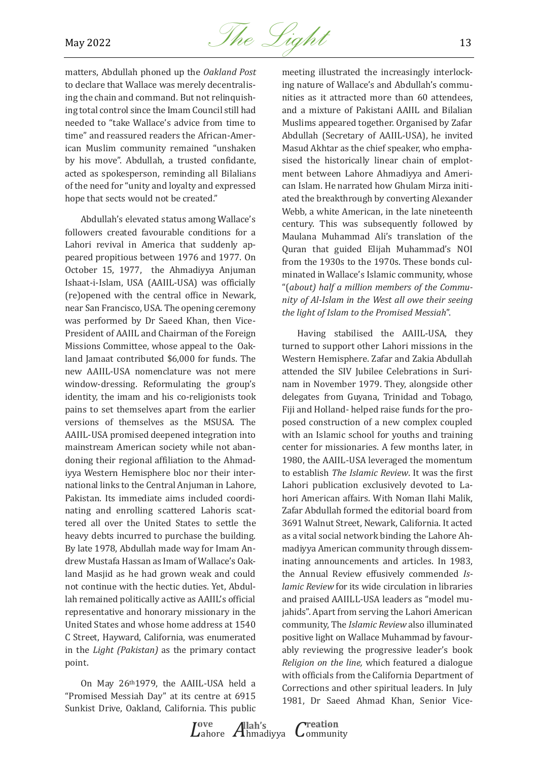matters, Abdullah phoned up the *Oakland Post* to declare that Wallace was merely decentralising the chain and command. But not relinquishing total control since the Imam Council still had needed to "take Wallace's advice from time to time" and reassured readers the African-American Muslim community remained "unshaken by his move". Abdullah, a trusted confidante, acted as spokesperson, reminding all Bilalians of the need for "unity and loyalty and expressed hope that sects would not be created."

Abdullah's elevated status among Wallace's followers created favourable conditions for a Lahori revival in America that suddenly appeared propitious between 1976 and 1977. On October 15, 1977, the Ahmadiyya Anjuman Ishaat-i-Islam, USA (AAIIL-USA) was officially (re)opened with the central office in Newark, near San Francisco, USA. The opening ceremony was performed by Dr Saeed Khan, then Vice-President of AAIIL and Chairman of the Foreign Missions Committee, whose appeal to the Oakland Jamaat contributed $6,000 for funds. The new AAIIL-USA nomenclature was not mere window-dressing. Reformulating the group's identity, the imam and his co-religionists took pains to set themselves apart from the earlier versions of themselves as the MSUSA. The AAIIL-USA promised deepened integration into mainstream American society while not abandoning their regional affiliation to the Ahmadiyya Western Hemisphere bloc nor their international links to the Central Anjuman in Lahore, Pakistan. Its immediate aims included coordinating and enrolling scattered Lahoris scattered all over the United States to settle the heavy debts incurred to purchase the building. By late 1978, Abdullah made way for Imam Andrew Mustafa Hassan as Imam of Wallace's Oakland Masjid as he had grown weak and could not continue with the hectic duties. Yet, Abdullah remained politically active as AAIIL's official representative and honorary missionary in the United States and whose home address at 1540 C Street, Hayward, California, was enumerated in the *Light (Pakistan)* as the primary contact point.

On May 26th 1979, the AAIIL-USA held a "Promised Messiah Day" at its centre at 6915 Sunkist Drive, Oakland, California. This public meeting illustrated the increasingly interlocking nature of Wallace's and Abdullah's communities as it attracted more than 60 attendees, and a mixture of Pakistani AAIIL and Bilalian Muslims appeared together. Organised by Zafar Abdullah (Secretary of AAIIL-USA), he invited Masud Akhtar as the chief speaker, who emphasised the historically linear chain of emplotment between Lahore Ahmadiyya and American Islam. He narrated how Ghulam Mirza initiated the breakthrough by converting Alexander Webb, a white American, in the late nineteenth century. This was subsequently followed by Maulana Muhammad Ali's translation of the Quran that guided Elijah Muhammad's NOI from the 1930s to the 1970s. These bonds culminated in Wallace's Islamic community, whose "(*about) half a million members of the Community of Al-Islam in the West all owe their seeing the light of Islam to the Promised Messiah*".

Having stabilised the AAIIL-USA, they turned to support other Lahori missions in the Western Hemisphere. Zafar and Zakia Abdullah attended the SIV Jubilee Celebrations in Surinam in November 1979. They, alongside other delegates from Guyana, Trinidad and Tobago, Fiji and Holland- helped raise funds for the proposed construction of a new complex coupled with an Islamic school for youths and training center for missionaries. A few months later, in 1980, the AAIIL-USA leveraged the momentum to establish *The Islamic Review*. It was the first Lahori publication exclusively devoted to Lahori American affairs. With Noman Ilahi Malik, Zafar Abdullah formed the editorial board from 3691 Walnut Street, Newark, California. It acted as a vital social network binding the Lahore Ahmadiyya American community through disseminating announcements and articles. In 1983, the Annual Review effusively commended *Islamic Review* for its wide circulation in libraries and praised AAIILL-USA leaders as "model mujahids". Apart from serving the Lahori American community, The *Islamic Review* also illuminated positive light on Wallace Muhammad by favourably reviewing the progressive leader's book *Religion on the line,* which featured a dialogue with officials from the California Department of Corrections and other spiritual leaders. In July 1981, Dr Saeed Ahmad Khan, Senior Vice-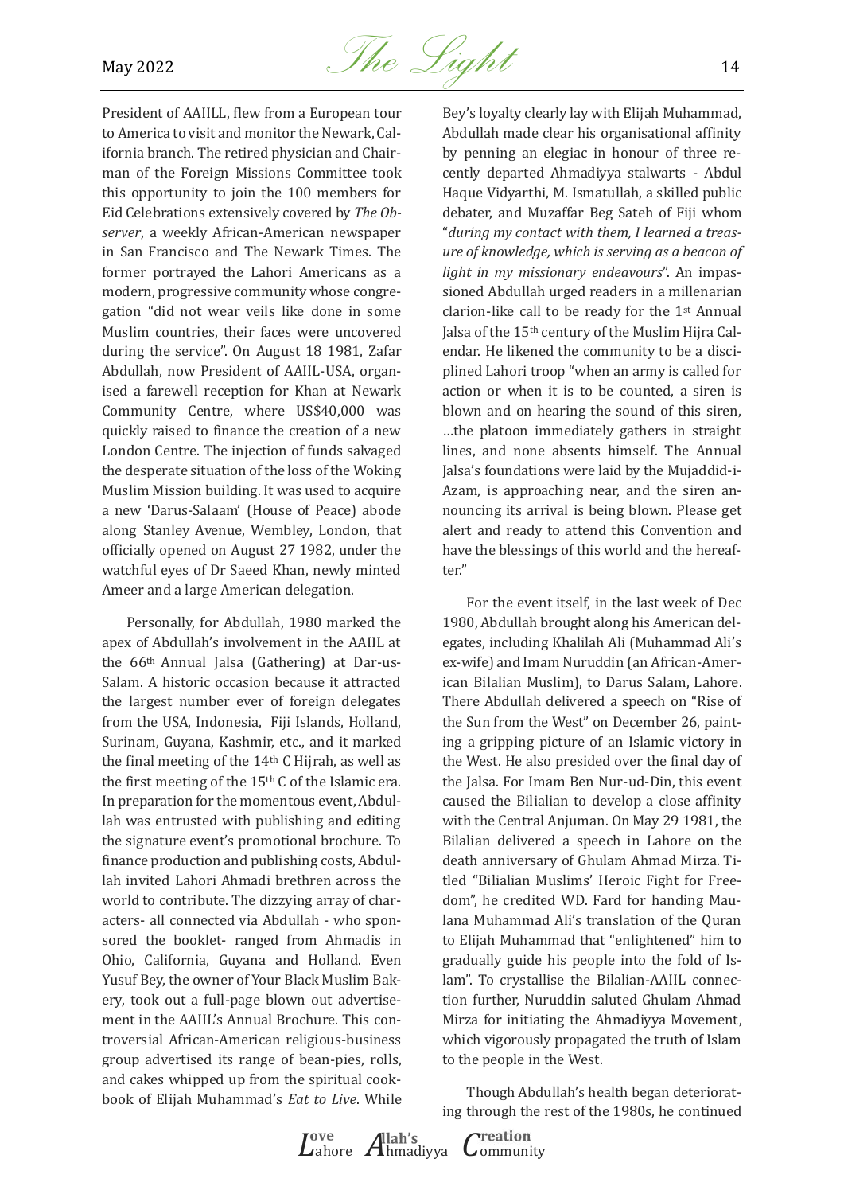President of AAIILL, flew from a European tour to America to visit and monitor the Newark, California branch. The retired physician and Chairman of the Foreign Missions Committee took this opportunity to join the 100 members for Eid Celebrations extensively covered by *The Observer*, a weekly African-American newspaper in San Francisco and The Newark Times. The former portrayed the Lahori Americans as a modern, progressive community whose congregation "did not wear veils like done in some Muslim countries, their faces were uncovered during the service". On August 18 1981, Zafar Abdullah, now President of AAIIL-USA, organised a farewell reception for Khan at Newark Community Centre, where US$40,000 was quickly raised to finance the creation of a new London Centre. The injection of funds salvaged the desperate situation of the loss of the Woking Muslim Mission building. It was used to acquire a new 'Darus-Salaam' (House of Peace) abode along Stanley Avenue, Wembley, London, that officially opened on August 27 1982, under the watchful eyes of Dr Saeed Khan, newly minted Ameer and a large American delegation.

Personally, for Abdullah, 1980 marked the apex of Abdullah's involvement in the AAIIL at the 66th Annual Jalsa (Gathering) at Dar-us-Salam. A historic occasion because it attracted the largest number ever of foreign delegates from the USA, Indonesia, Fiji Islands, Holland, Surinam, Guyana, Kashmir, etc., and it marked the final meeting of the 14th C Hijrah, as well as the first meeting of the 15th C of the Islamic era. In preparation for the momentous event, Abdullah was entrusted with publishing and editing the signature event's promotional brochure. To finance production and publishing costs, Abdullah invited Lahori Ahmadi brethren across the world to contribute. The dizzying array of characters- all connected via Abdullah - who sponsored the booklet- ranged from Ahmadis in Ohio, California, Guyana and Holland. Even Yusuf Bey, the owner of Your Black Muslim Bakery, took out a full-page blown out advertisement in the AAIIL's Annual Brochure. This controversial African-American religious-business group advertised its range of bean-pies, rolls, and cakes whipped up from the spiritual cookbook of Elijah Muhammad's *Eat to Live*. While Bey's loyalty clearly lay with Elijah Muhammad, Abdullah made clear his organisational affinity by penning an elegiac in honour of three recently departed Ahmadiyya stalwarts - Abdul Haque Vidyarthi, M. Ismatullah, a skilled public debater, and Muzaffar Beg Sateh of Fiji whom "*during my contact with them, I learned a treasure of knowledge, which is serving as a beacon of light in my missionary endeavours*". An impassioned Abdullah urged readers in a millenarian clarion-like call to be ready for the 1st Annual Jalsa of the 15th century of the Muslim Hijra Calendar. He likened the community to be a disciplined Lahori troop "when an army is called for action or when it is to be counted, a siren is blown and on hearing the sound of this siren, …the platoon immediately gathers in straight lines, and none absents himself. The Annual Jalsa's foundations were laid by the Mujaddid-i-Azam, is approaching near, and the siren announcing its arrival is being blown. Please get alert and ready to attend this Convention and have the blessings of this world and the hereafter."

For the event itself, in the last week of Dec 1980, Abdullah brought along his American delegates, including Khalilah Ali (Muhammad Ali's ex-wife) and Imam Nuruddin (an African-American Bilalian Muslim), to Darus Salam, Lahore. There Abdullah delivered a speech on "Rise of the Sun from the West" on December 26, painting a gripping picture of an Islamic victory in the West. He also presided over the final day of the Jalsa. For Imam Ben Nur-ud-Din, this event caused the Bilialian to develop a close affinity with the Central Anjuman. On May 29 1981, the Bilalian delivered a speech in Lahore on the death anniversary of Ghulam Ahmad Mirza. Titled "Bilialian Muslims' Heroic Fight for Freedom", he credited WD. Fard for handing Maulana Muhammad Ali's translation of the Quran to Elijah Muhammad that "enlightened" him to gradually guide his people into the fold of Islam". To crystallise the Bilalian-AAIIL connection further, Nuruddin saluted Ghulam Ahmad Mirza for initiating the Ahmadiyya Movement, which vigorously propagated the truth of Islam to the people in the West.

Though Abdullah's health began deteriorating through the rest of the 1980s, he continued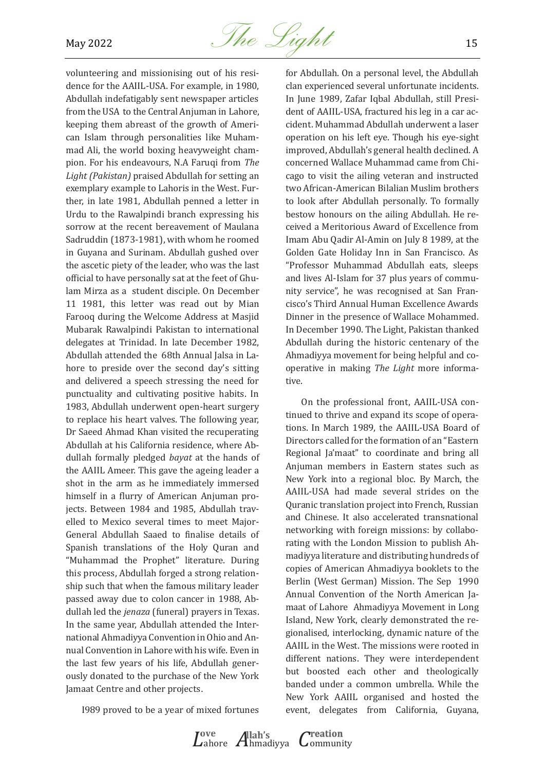volunteering and missionising out of his residence for the AAIIL-USA. For example, in 1980, Abdullah indefatigably sent newspaper articles from the USA to the Central Anjuman in Lahore, keeping them abreast of the growth of American Islam through personalities like Muhammad Ali, the world boxing heavyweight champion. For his endeavours, N.A Faruqi from *The Light (Pakistan)* praised Abdullah for setting an exemplary example to Lahoris in the West. Further, in late 1981, Abdullah penned a letter in Urdu to the Rawalpindi branch expressing his sorrow at the recent bereavement of Maulana Sadruddin (1873-1981), with whom he roomed in Guyana and Surinam. Abdullah gushed over the ascetic piety of the leader, who was the last official to have personally sat at the feet of Ghulam Mirza as a student disciple. On December 11 1981, this letter was read out by Mian Farooq during the Welcome Address at Masjid Mubarak Rawalpindi Pakistan to international delegates at Trinidad. In late December 1982, Abdullah attended the 68th Annual Jalsa in Lahore to preside over the second day's sitting and delivered a speech stressing the need for punctuality and cultivating positive habits. In 1983, Abdullah underwent open-heart surgery to replace his heart valves. The following year, Dr Saeed Ahmad Khan visited the recuperating Abdullah at his California residence, where Abdullah formally pledged *bayat* at the hands of the AAIIL Ameer. This gave the ageing leader a shot in the arm as he immediately immersed himself in a flurry of American Anjuman projects. Between 1984 and 1985, Abdullah travelled to Mexico several times to meet Major-General Abdullah Saaed to finalise details of Spanish translations of the Holy Quran and "Muhammad the Prophet" literature. During this process, Abdullah forged a strong relationship such that when the famous military leader passed away due to colon cancer in 1988, Abdullah led the *jenaza* (funeral) prayers in Texas. In the same year, Abdullah attended the International Ahmadiyya Convention in Ohio and Annual Convention in Lahore with his wife. Even in the last few years of his life, Abdullah generously donated to the purchase of the New York Jamaat Centre and other projects.

I989 proved to be a year of mixed fortunes for Abdullah. On a personal level, the Abdullah clan experienced several unfortunate incidents. In June 1989, Zafar Iqbal Abdullah, still President of AAIIL-USA, fractured his leg in a car accident. Muhammad Abdullah underwent a laser operation on his left eye. Though his eye-sight improved, Abdullah's general health declined. A concerned Wallace Muhammad came from Chicago to visit the ailing veteran and instructed two African-American Bilalian Muslim brothers to look after Abdullah personally. To formally bestow honours on the ailing Abdullah. He received a Meritorious Award of Excellence from Imam Abu Qadir Al-Amin on July 8 1989, at the Golden Gate Holiday Inn in San Francisco. As "Professor Muhammad Abdullah eats, sleeps and lives Al-Islam for 37 plus years of community service", he was recognised at San Francisco's Third Annual Human Excellence Awards Dinner in the presence of Wallace Mohammed. In December 1990. The Light, Pakistan thanked Abdullah during the historic centenary of the Ahmadiyya movement for being helpful and cooperative in making *The Light* more informative.

On the professional front, AAIIL-USA continued to thrive and expand its scope of operations. In March 1989, the AAIIL-USA Board of Directors called for the formation of an "Eastern Regional Ja'maat" to coordinate and bring all Anjuman members in Eastern states such as New York into a regional bloc. By March, the AAIIL-USA had made several strides on the Quranic translation project into French, Russian and Chinese. It also accelerated transnational networking with foreign missions: by collaborating with the London Mission to publish Ahmadiyya literature and distributing hundreds of copies of American Ahmadiyya booklets to the Berlin (West German) Mission. The Sep 1990 Annual Convention of the North American Jamaat of Lahore Ahmadiyya Movement in Long Island, New York, clearly demonstrated the regionalised, interlocking, dynamic nature of the AAIIL in the West. The missions were rooted in different nations. They were interdependent but boosted each other and theologically banded under a common umbrella. While the New York AAIIL organised and hosted the event, delegates from California, Guyana,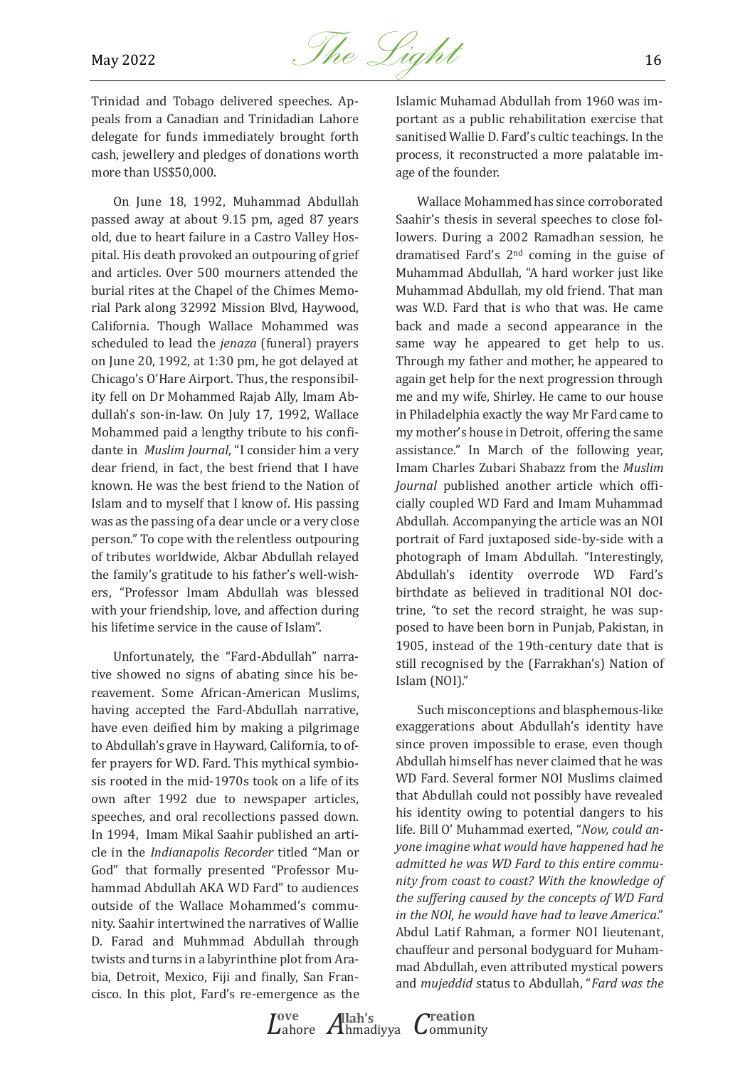Trinidad and Tobago delivered speeches. Appeals from a Canadian and Trinidadian Lahore delegate for funds immediately brought forth cash, jewellery and pledges of donations worth more than US$50,000.

On June 18, 1992, Muhammad Abdullah passed away at about 9.15 pm, aged 87 years old, due to heart failure in a Castro Valley Hospital. His death provoked an outpouring of grief and articles. Over 500 mourners attended the burial rites at the Chapel of the Chimes Memorial Park along 32992 Mission Blvd, Haywood, California. Though Wallace Mohammed was scheduled to lead the *jenaza* (funeral) prayers on June 20, 1992, at 1:30 pm, he got delayed at Chicago's O'Hare Airport. Thus, the responsibility fell on Dr Mohammed Rajab Ally, Imam Abdullah's son-in-law. On July 17, 1992, Wallace Mohammed paid a lengthy tribute to his confidante in *Muslim Journal*, "I consider him a very dear friend, in fact, the best friend that I have known. He was the best friend to the Nation of Islam and to myself that I know of. His passing was as the passing of a dear uncle or a very close person." To cope with the relentless outpouring of tributes worldwide, Akbar Abdullah relayed the family's gratitude to his father's well-wishers, "Professor Imam Abdullah was blessed with your friendship, love, and affection during his lifetime service in the cause of Islam".

Unfortunately, the "Fard-Abdullah" narrative showed no signs of abating since his bereavement. Some African-American Muslims, having accepted the Fard-Abdullah narrative, have even deified him by making a pilgrimage to Abdullah's grave in Hayward, California, to offer prayers for WD. Fard. This mythical symbiosis rooted in the mid-1970s took on a life of its own after 1992 due to newspaper articles, speeches, and oral recollections passed down. In 1994, Imam Mikal Saahir published an article in the *Indianapolis Recorder* titled "Man or God" that formally presented "Professor Muhammad Abdullah AKA WD Fard" to audiences outside of the Wallace Mohammed's community. Saahir intertwined the narratives of Wallie D. Farad and Muhmmad Abdullah through twists and turns in a labyrinthine plot from Arabia, Detroit, Mexico, Fiji and finally, San Francisco. In this plot, Fard's re-emergence as the Islamic Muhamad Abdullah from 1960 was important as a public rehabilitation exercise that sanitised Wallie D. Fard's cultic teachings. In the process, it reconstructed a more palatable image of the founder.

Wallace Mohammed has since corroborated Saahir's thesis in several speeches to close followers. During a 2002 Ramadhan session, he dramatised Fard's 2nd coming in the guise of Muhammad Abdullah, "A hard worker just like Muhammad Abdullah, my old friend. That man was W.D. Fard that is who that was. He came back and made a second appearance in the same way he appeared to get help to us. Through my father and mother, he appeared to again get help for the next progression through me and my wife, Shirley. He came to our house in Philadelphia exactly the way Mr Fard came to my mother's house in Detroit, offering the same assistance." In March of the following year, Imam Charles Zubari Shabazz from the *Muslim Journal* published another article which officially coupled WD Fard and Imam Muhammad Abdullah. Accompanying the article was an NOI portrait of Fard juxtaposed side-by-side with a photograph of Imam Abdullah. "Interestingly, Abdullah's identity overrode WD Fard's birthdate as believed in traditional NOI doctrine, "to set the record straight, he was supposed to have been born in Punjab, Pakistan, in 1905, instead of the 19th-century date that is still recognised by the (Farrakhan's) Nation of Islam (NOI)."

Such misconceptions and blasphemous-like exaggerations about Abdullah's identity have since proven impossible to erase, even though Abdullah himself has never claimed that he was WD Fard. Several former NOI Muslims claimed that Abdullah could not possibly have revealed his identity owing to potential dangers to his life. Bill O' Muhammad exerted, "*Now, could anyone imagine what would have happened had he admitted he was WD Fard to this entire community from coast to coast? With the knowledge of the suffering caused by the concepts of WD Fard in the NOI, he would have had to leave America*." Abdul Latif Rahman, a former NOI lieutenant, chauffeur and personal bodyguard for Muhammad Abdullah, even attributed mystical powers and *mujeddid* status to Abdullah, "*Fard was the*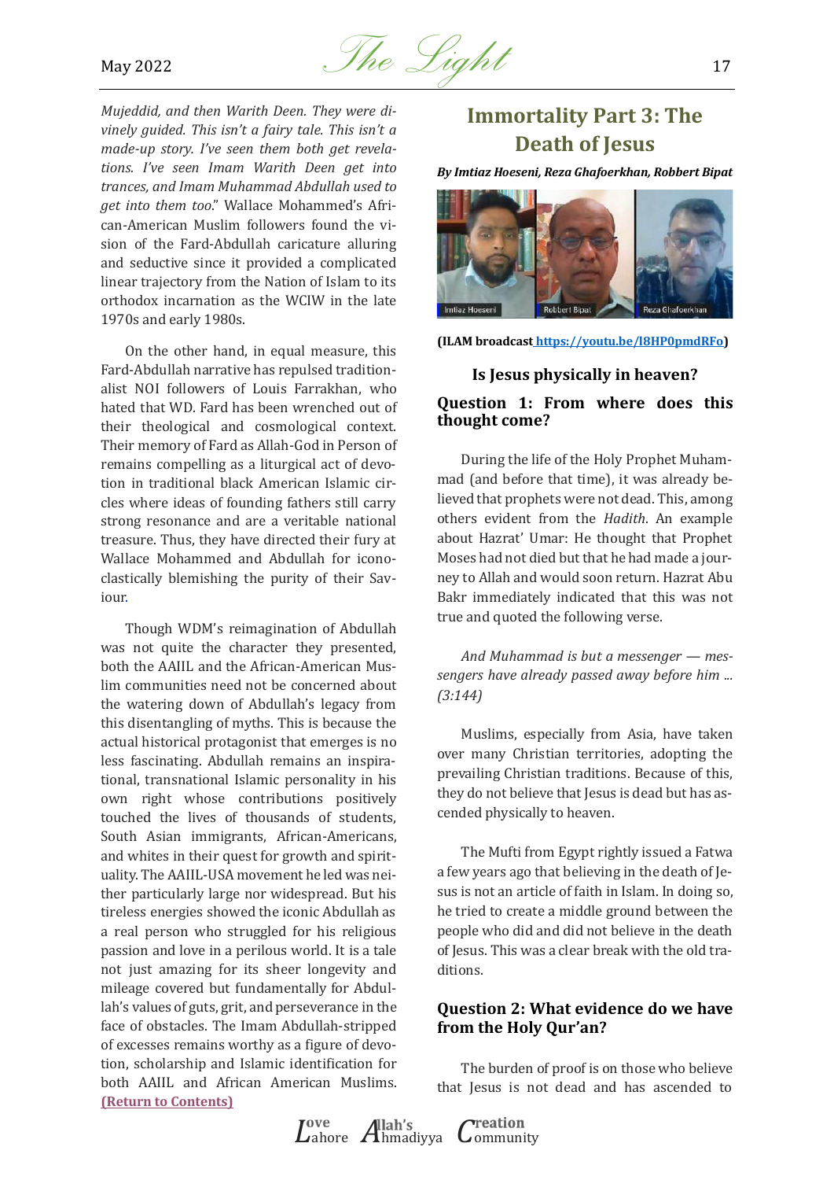*Mujeddid, and then Warith Deen. They were divinely guided. This isn't a fairy tale. This isn't a made-up story. I've seen them both get revelations. I've seen Imam Warith Deen get into trances, and Imam Muhammad Abdullah used to get into them too*." Wallace Mohammed's African-American Muslim followers found the vision of the Fard-Abdullah caricature alluring and seductive since it provided a complicated linear trajectory from the Nation of Islam to its orthodox incarnation as the WCIW in the late 1970s and early 1980s.

On the other hand, in equal measure, this Fard-Abdullah narrative has repulsed traditionalist NOI followers of Louis Farrakhan, who hated that WD. Fard has been wrenched out of their theological and cosmological context. Their memory of Fard as Allah-God in Person of remains compelling as a liturgical act of devotion in traditional black American Islamic circles where ideas of founding fathers still carry strong resonance and are a veritable national treasure. Thus, they have directed their fury at Wallace Mohammed and Abdullah for iconoclastically blemishing the purity of their Saviour.

Though WDM's reimagination of Abdullah was not quite the character they presented, both the AAIIL and the African-American Muslim communities need not be concerned about the watering down of Abdullah's legacy from this disentangling of myths. This is because the actual historical protagonist that emerges is no less fascinating. Abdullah remains an inspirational, transnational Islamic personality in his own right whose contributions positively touched the lives of thousands of students, South Asian immigrants, African-Americans, and whites in their quest for growth and spirituality. The AAIIL-USA movement he led was neither particularly large nor widespread. But his tireless energies showed the iconic Abdullah as a real person who struggled for his religious passion and love in a perilous world. It is a tale not just amazing for its sheer longevity and mileage covered but fundamentally for Abdullah's values of guts, grit, and perseverance in the face of obstacles. The Imam Abdullah-stripped of excesses remains worthy as a figure of devotion, scholarship and Islamic identification for both AAIIL and African American Muslims. **(Return to Contents)**

## Immortality Part 3: The Death of Jesus

***By Imtiaz Hoeseni, Reza Ghafoerkhan, Robbert Bipat***

Imtiaz Hoeseni | Robbert Bipat | Reza Ghafoerkhan

**(ILAM broadcast https://youtu.be/l8HP0pmdRFo)**

### Is Jesus physically in heaven?

### Question 1: From where does this thought come?

During the life of the Holy Prophet Muhammad (and before that time), it was already believed that prophets were not dead. This, among others evident from the *Hadith*. An example about Hazrat' Umar: He thought that Prophet Moses had not died but that he had made a journey to Allah and would soon return. Hazrat Abu Bakr immediately indicated that this was not true and quoted the following verse.

*And Muhammad is but a messenger — messengers have already passed away before him ... (3:144)*

Muslims, especially from Asia, have taken over many Christian territories, adopting the prevailing Christian traditions. Because of this, they do not believe that Jesus is dead but has ascended physically to heaven.

The Mufti from Egypt rightly issued a Fatwa a few years ago that believing in the death of Jesus is not an article of faith in Islam. In doing so, he tried to create a middle ground between the people who did and did not believe in the death of Jesus. This was a clear break with the old traditions.

### Question 2: What evidence do we have from the Holy Qur'an?

The burden of proof is on those who believe that Jesus is not dead and has ascended to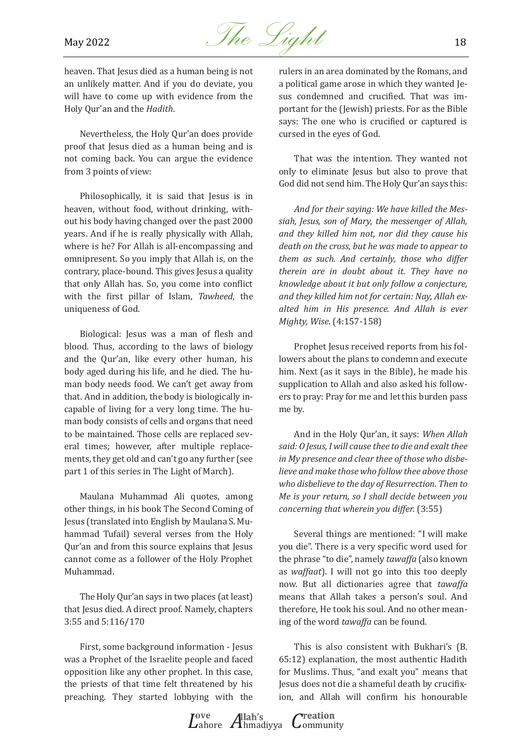heaven. That Jesus died as a human being is not an unlikely matter. And if you do deviate, you will have to come up with evidence from the Holy Qur'an and the *Hadith*.

Nevertheless, the Holy Qur'an does provide proof that Jesus died as a human being and is not coming back. You can argue the evidence from 3 points of view:

Philosophically, it is said that Jesus is in heaven, without food, without drinking, without his body having changed over the past 2000 years. And if he is really physically with Allah, where is he? For Allah is all-encompassing and omnipresent. So you imply that Allah is, on the contrary, place-bound. This gives Jesus a quality that only Allah has. So, you come into conflict with the first pillar of Islam, *Tawheed*, the uniqueness of God.

Biological: Jesus was a man of flesh and blood. Thus, according to the laws of biology and the Qur'an, like every other human, his body aged during his life, and he died. The human body needs food. We can't get away from that. And in addition, the body is biologically incapable of living for a very long time. The human body consists of cells and organs that need to be maintained. Those cells are replaced several times; however, after multiple replacements, they get old and can't go any further (see part 1 of this series in The Light of March).

Maulana Muhammad Ali quotes, among other things, in his book The Second Coming of Jesus (translated into English by Maulana S. Muhammad Tufail) several verses from the Holy Qur'an and from this source explains that Jesus cannot come as a follower of the Holy Prophet Muhammad.

The Holy Qur'an says in two places (at least) that Jesus died. A direct proof. Namely, chapters 3:55 and 5:116/170

First, some background information - Jesus was a Prophet of the Israelite people and faced opposition like any other prophet. In this case, the priests of that time felt threatened by his preaching. They started lobbying with the rulers in an area dominated by the Romans, and a political game arose in which they wanted Jesus condemned and crucified. That was important for the (Jewish) priests. For as the Bible says: The one who is crucified or captured is cursed in the eyes of God.

That was the intention. They wanted not only to eliminate Jesus but also to prove that God did not send him. The Holy Qur'an says this:

*And for their saying: We have killed the Messiah, Jesus, son of Mary, the messenger of Allah, and they killed him not, nor did they cause his death on the cross, but he was made to appear to them as such. And certainly, those who differ therein are in doubt about it. They have no knowledge about it but only follow a conjecture, and they killed him not for certain: Nay, Allah exalted him in His presence. And Allah is ever Mighty, Wise.* (4:157-158)

Prophet Jesus received reports from his followers about the plans to condemn and execute him. Next (as it says in the Bible), he made his supplication to Allah and also asked his followers to pray: Pray for me and let this burden pass me by.

And in the Holy Qur'an, it says: *When Allah said: O Jesus, I will cause thee to die and exalt thee in My presence and clear thee of those who disbelieve and make those who follow thee above those who disbelieve to the day of Resurrection. Then to Me is your return, so I shall decide between you concerning that wherein you differ.* (3:55)

Several things are mentioned: "I will make you die". There is a very specific word used for the phrase "to die", namely *tawaffa* (also known as *waffaat*). I will not go into this too deeply now. But all dictionaries agree that *tawaffa* means that Allah takes a person's soul. And therefore, He took his soul. And no other meaning of the word *tawaffa* can be found.

This is also consistent with Bukhari's (B. 65:12) explanation, the most authentic Hadith for Muslims. Thus, "and exalt you" means that Jesus does not die a shameful death by crucifixion, and Allah will confirm his honourable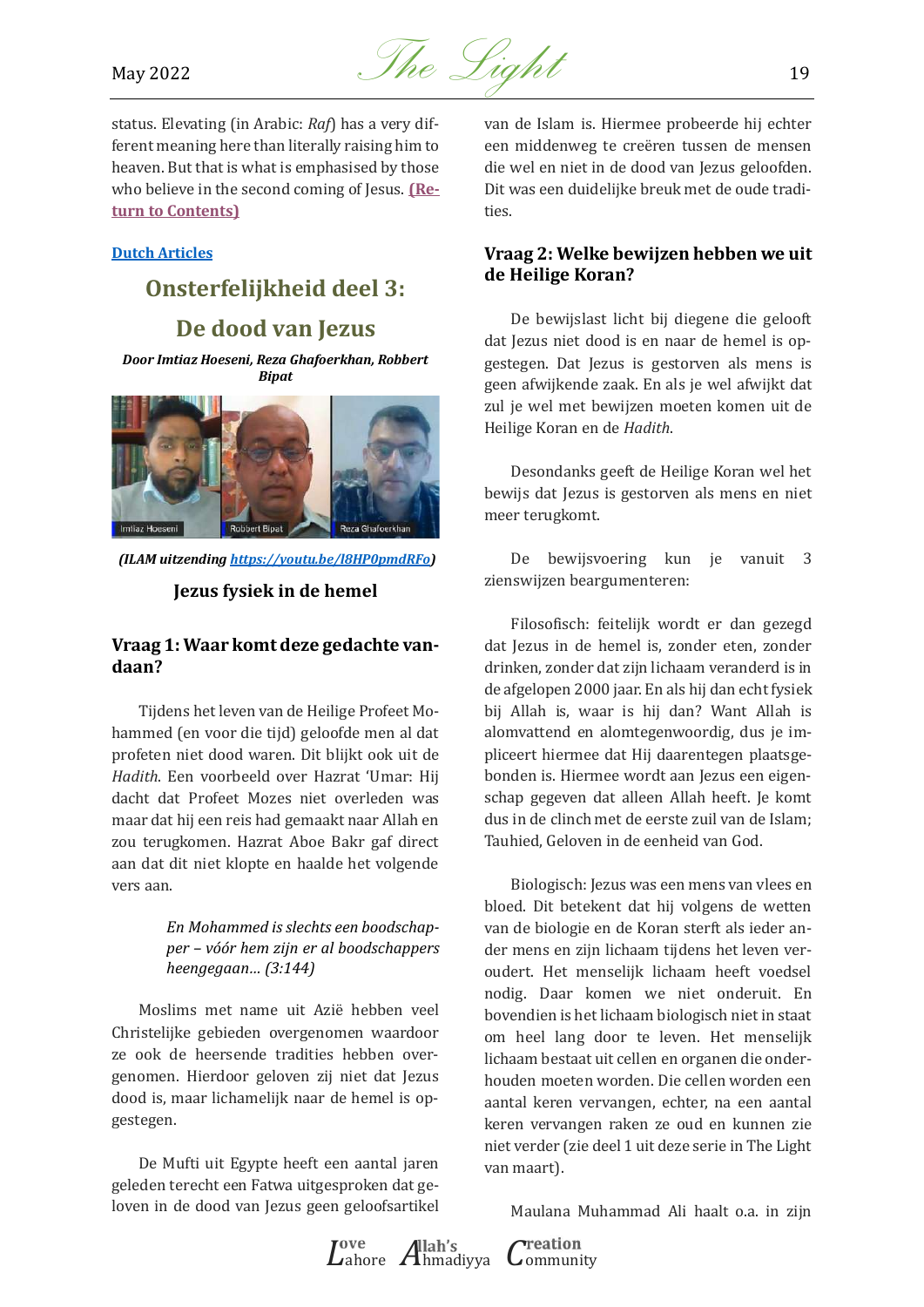status. Elevating (in Arabic: *Raf*) has a very different meaning here than literally raising him to heaven. But that is what is emphasised by those who believe in the second coming of Jesus. **(Return to Contents)**

**Dutch Articles**

## Onsterfelijkheid deel 3: De dood van Jezus

***Door Imtiaz Hoeseni, Reza Ghafoerkhan, Robbert Bipat***

***(ILAM uitzending https://youtu.be/l8HP0pmdRFo)***

### Jezus fysiek in de hemel

### Vraag 1: Waar komt deze gedachte vandaan?

Tijdens het leven van de Heilige Profeet Mohammed (en voor die tijd) geloofde men al dat profeten niet dood waren. Dit blijkt ook uit de *Hadith*. Een voorbeeld over Hazrat 'Umar: Hij dacht dat Profeet Mozes niet overleden was maar dat hij een reis had gemaakt naar Allah en zou terugkomen. Hazrat Aboe Bakr gaf direct aan dat dit niet klopte en haalde het volgende vers aan.

> *En Mohammed is slechts een boodschapper – vóór hem zijn er al boodschappers heengegaan… (3:144)*

Moslims met name uit Azië hebben veel Christelijke gebieden overgenomen waardoor ze ook de heersende tradities hebben overgenomen. Hierdoor geloven zij niet dat Jezus dood is, maar lichamelijk naar de hemel is opgestegen.

De Mufti uit Egypte heeft een aantal jaren geleden terecht een Fatwa uitgesproken dat geloven in de dood van Jezus geen geloofsartikel van de Islam is. Hiermee probeerde hij echter een middenweg te creëren tussen de mensen die wel en niet in de dood van Jezus geloofden. Dit was een duidelijke breuk met de oude tradities.

### Vraag 2: Welke bewijzen hebben we uit de Heilige Koran?

De bewijslast licht bij diegene die gelooft dat Jezus niet dood is en naar de hemel is opgestegen. Dat Jezus is gestorven als mens is geen afwijkende zaak. En als je wel afwijkt dat zul je wel met bewijzen moeten komen uit de Heilige Koran en de *Hadith*.

Desondanks geeft de Heilige Koran wel het bewijs dat Jezus is gestorven als mens en niet meer terugkomt.

De bewijsvoering kun je vanuit 3 zienswijzen beargumenteren:

Filosofisch: feitelijk wordt er dan gezegd dat Jezus in de hemel is, zonder eten, zonder drinken, zonder dat zijn lichaam veranderd is in de afgelopen 2000 jaar. En als hij dan echt fysiek bij Allah is, waar is hij dan? Want Allah is alomvattend en alomtegenwoordig, dus je impliceert hiermee dat Hij daarentegen plaatsgebonden is. Hiermee wordt aan Jezus een eigenschap gegeven dat alleen Allah heeft. Je komt dus in de clinch met de eerste zuil van de Islam; Tauhied, Geloven in de eenheid van God.

Biologisch: Jezus was een mens van vlees en bloed. Dit betekent dat hij volgens de wetten van de biologie en de Koran sterft als ieder ander mens en zijn lichaam tijdens het leven veroudert. Het menselijk lichaam heeft voedsel nodig. Daar komen we niet onderuit. En bovendien is het lichaam biologisch niet in staat om heel lang door te leven. Het menselijk lichaam bestaat uit cellen en organen die onderhouden moeten worden. Die cellen worden een aantal keren vervangen, echter, na een aantal keren vervangen raken ze oud en kunnen zie niet verder (zie deel 1 uit deze serie in The Light van maart).

Maulana Muhammad Ali haalt o.a. in zijn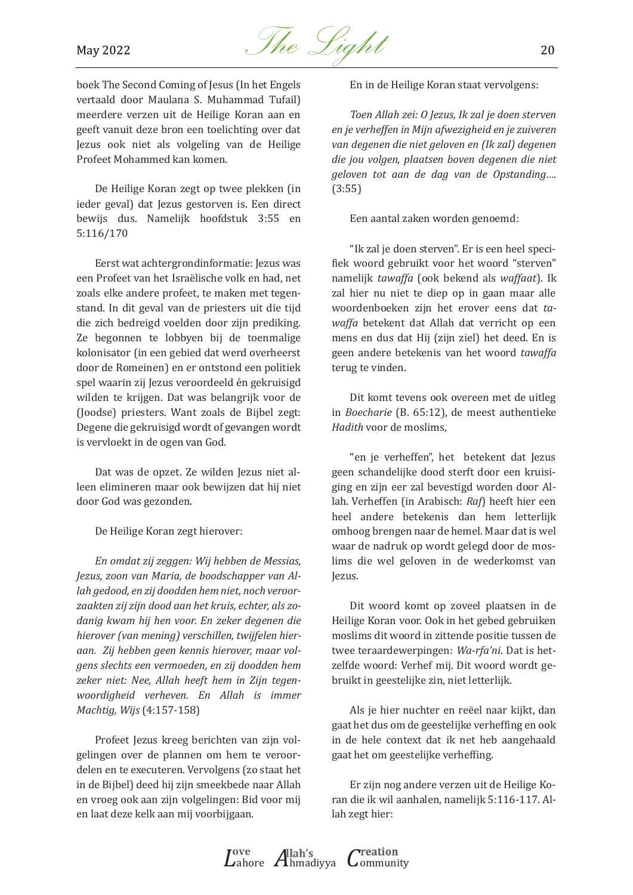boek The Second Coming of Jesus (In het Engels vertaald door Maulana S. Muhammad Tufail) meerdere verzen uit de Heilige Koran aan en geeft vanuit deze bron een toelichting over dat Jezus ook niet als volgeling van de Heilige Profeet Mohammed kan komen.

De Heilige Koran zegt op twee plekken (in ieder geval) dat Jezus gestorven is. Een direct bewijs dus. Namelijk hoofdstuk 3:55 en 5:116/170

Eerst wat achtergrondinformatie: Jezus was een Profeet van het Israëlische volk en had, net zoals elke andere profeet, te maken met tegenstand. In dit geval van de priesters uit die tijd die zich bedreigd voelden door zijn prediking. Ze begonnen te lobbyen bij de toenmalige kolonisator (in een gebied dat werd overheerst door de Romeinen) en er ontstond een politiek spel waarin zij Jezus veroordeeld én gekruisigd wilden te krijgen. Dat was belangrijk voor de (Joodse) priesters. Want zoals de Bijbel zegt: Degene die gekruisigd wordt of gevangen wordt is vervloekt in de ogen van God.

Dat was de opzet. Ze wilden Jezus niet alleen elimineren maar ook bewijzen dat hij niet door God was gezonden.

De Heilige Koran zegt hierover:

*En omdat zij zeggen: Wij hebben de Messias, Jezus, zoon van Maria, de boodschapper van Allah gedood, en zij doodden hem niet, noch veroorzaakten zij zijn dood aan het kruis, echter, als zodanig kwam hij hen voor. En zeker degenen die hierover (van mening) verschillen, twijfelen hieraan. Zij hebben geen kennis hierover, maar volgens slechts een vermoeden, en zij doodden hem zeker niet: Nee, Allah heeft hem in Zijn tegenwoordigheid verheven. En Allah is immer Machtig, Wijs* (4:157-158)

Profeet Jezus kreeg berichten van zijn volgelingen over de plannen om hem te veroordelen en te executeren. Vervolgens (zo staat het in de Bijbel) deed hij zijn smeekbede naar Allah en vroeg ook aan zijn volgelingen: Bid voor mij en laat deze kelk aan mij voorbijgaan.

En in de Heilige Koran staat vervolgens:

*Toen Allah zei: O Jezus, Ik zal je doen sterven en je verheffen in Mijn afwezigheid en je zuiveren van degenen die niet geloven en (Ik zal) degenen die jou volgen, plaatsen boven degenen die niet geloven tot aan de dag van de Opstanding….* (3:55)

Een aantal zaken worden genoemd:

"Ik zal je doen sterven". Er is een heel specifiek woord gebruikt voor het woord "sterven" namelijk *tawaffa* (ook bekend als *waffaat*). Ik zal hier nu niet te diep op in gaan maar alle woordenboeken zijn het erover eens dat *tawaffa* betekent dat Allah dat verricht op een mens en dus dat Hij (zijn ziel) het deed. En is geen andere betekenis van het woord *tawaffa* terug te vinden.

Dit komt tevens ook overeen met de uitleg in *Boecharie* (B. 65:12), de meest authentieke *Hadith* voor de moslims,

"en je verheffen", het betekent dat Jezus geen schandelijke dood sterft door een kruisiging en zijn eer zal bevestigd worden door Allah. Verheffen (in Arabisch: *Raf*) heeft hier een heel andere betekenis dan hem letterlijk omhoog brengen naar de hemel. Maar dat is wel waar de nadruk op wordt gelegd door de moslims die wel geloven in de wederkomst van Jezus.

Dit woord komt op zoveel plaatsen in de Heilige Koran voor. Ook in het gebed gebruiken moslims dit woord in zittende positie tussen de twee teraardewerpingen: *Wa-rfa'ni*. Dat is hetzelfde woord: Verhef mij. Dit woord wordt gebruikt in geestelijke zin, niet letterlijk.

Als je hier nuchter en reëel naar kijkt, dan gaat het dus om de geestelijke verheffing en ook in de hele context dat ik net heb aangehaald gaat het om geestelijke verheffing.

Er zijn nog andere verzen uit de Heilige Koran die ik wil aanhalen, namelijk 5:116-117. Allah zegt hier: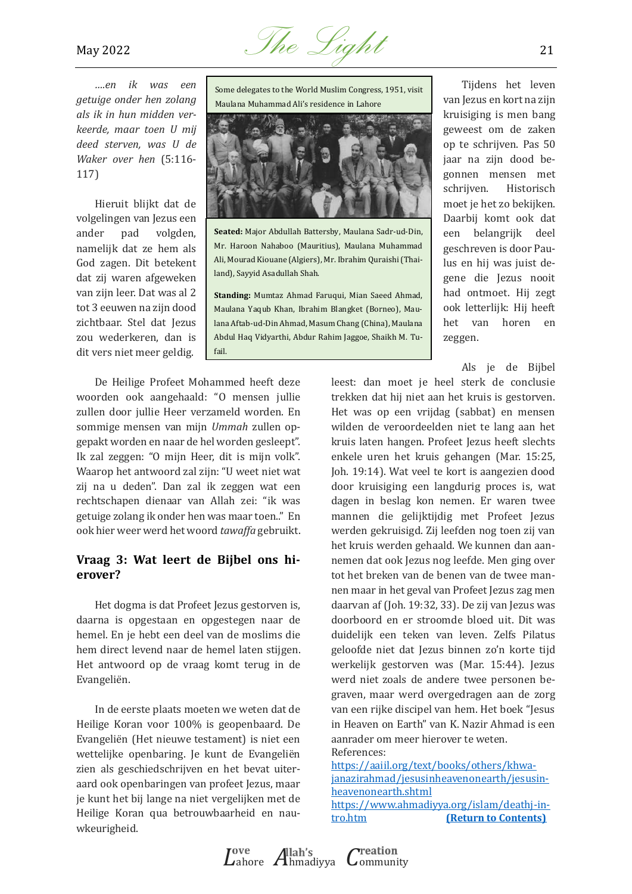*....en ik was een getuige onder hen zolang als ik in hun midden verkeerde, maar toen U mij deed sterven, was U de Waker over hen* (5:116-117)

Hieruit blijkt dat de volgelingen van Jezus een ander pad volgden, namelijk dat ze hem als God zagen. Dit betekent dat zij waren afgeweken van zijn leer. Dat was al 2 tot 3 eeuwen na zijn dood zichtbaar. Stel dat Jezus zou wederkeren, dan is dit vers niet meer geldig.

Some delegates to the World Muslim Congress, 1951, visit Maulana Muhammad Ali's residence in Lahore

**Seated:** Major Abdullah Battersby, Maulana Sadr-ud-Din, Mr. Haroon Nahaboo (Mauritius), Maulana Muhammad Ali, Mourad Kiouane (Algiers), Mr. Ibrahim Quraishi (Thailand), Sayyid Asadullah Shah.

**Standing:** Mumtaz Ahmad Faruqui, Mian Saeed Ahmad, Maulana Yaqub Khan, Ibrahim Blangket (Borneo), Maulana Aftab-ud-Din Ahmad, Masum Chang (China), Maulana Abdul Haq Vidyarthi, Abdur Rahim Jaggoe, Shaikh M. Tufail.

De Heilige Profeet Mohammed heeft deze woorden ook aangehaald: "O mensen jullie zullen door jullie Heer verzameld worden. En sommige mensen van mijn *Ummah* zullen opgepakt worden en naar de hel worden gesleept". Ik zal zeggen: "O mijn Heer, dit is mijn volk". Waarop het antwoord zal zijn: "U weet niet wat zij na u deden". Dan zal ik zeggen wat een rechtschapen dienaar van Allah zei: "ik was getuige zolang ik onder hen was maar toen.." En ook hier weer werd het woord *tawaffa* gebruikt.

### Vraag 3: Wat leert de Bijbel ons hierover?

Het dogma is dat Profeet Jezus gestorven is, daarna is opgestaan en opgestegen naar de hemel. En je hebt een deel van de moslims die hem direct levend naar de hemel laten stijgen. Het antwoord op de vraag komt terug in de Evangeliën.

In de eerste plaats moeten we weten dat de Heilige Koran voor 100% is geopenbaard. De Evangeliën (Het nieuwe testament) is niet een wettelijke openbaring. Je kunt de Evangeliën zien als geschiedschrijven en het bevat uiteraard ook openbaringen van profeet Jezus, maar je kunt het bij lange na niet vergelijken met de Heilige Koran qua betrouwbaarheid en nauwkeurigheid.

Tijdens het leven van Jezus en kort na zijn kruisiging is men bang geweest om de zaken op te schrijven. Pas 50 jaar na zijn dood begonnen mensen met schrijven. Historisch moet je het zo bekijken. Daarbij komt ook dat een belangrijk deel geschreven is door Paulus en hij was juist degene die Jezus nooit had ontmoet. Hij zegt ook letterlijk: Hij heeft het van horen en zeggen.

Als je de Bijbel leest: dan moet je heel sterk de conclusie trekken dat hij niet aan het kruis is gestorven. Het was op een vrijdag (sabbat) en mensen wilden de veroordeelden niet te lang aan het kruis laten hangen. Profeet Jezus heeft slechts enkele uren het kruis gehangen (Mar. 15:25, Joh. 19:14). Wat veel te kort is aangezien dood door kruisiging een langdurig proces is, wat dagen in beslag kon nemen. Er waren twee mannen die gelijktijdig met Profeet Jezus werden gekruisigd. Zij leefden nog toen zij van het kruis werden gehaald. We kunnen dan aannemen dat ook Jezus nog leefde. Men ging over tot het breken van de benen van de twee mannen maar in het geval van Profeet Jezus zag men daarvan af (Joh. 19:32, 33). De zij van Jezus was doorboord en er stroomde bloed uit. Dit was duidelijk een teken van leven. Zelfs Pilatus geloofde niet dat Jezus binnen zo'n korte tijd werkelijk gestorven was (Mar. 15:44). Jezus werd niet zoals de andere twee personen begraven, maar werd overgedragen aan de zorg van een rijke discipel van hem. Het boek "Jesus in Heaven on Earth" van K. Nazir Ahmad is een aanrader om meer hierover te weten.

References:
https://aaiil.org/text/books/others/khwajanazirahmad/jesusinheavenonearth/jesusinheavenonearth.shtml
https://www.ahmadiyya.org/islam/deathj-intro.htm

**(Return to Contents)**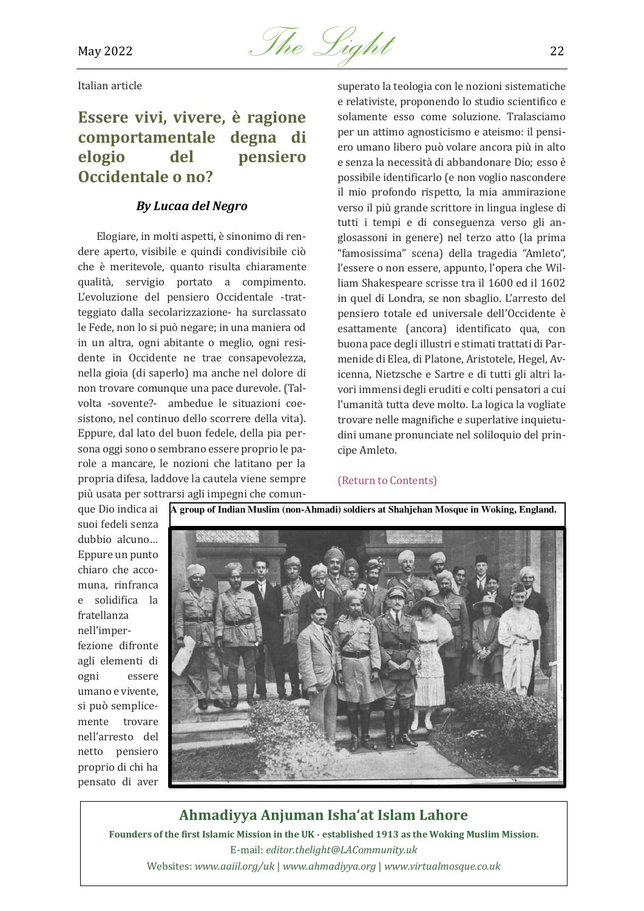Italian article

## Essere vivi, vivere, è ragione comportamentale degna di elogio del pensiero Occidentale o no?

***By Lucaa del Negro***

Elogiare, in molti aspetti, è sinonimo di rendere aperto, visibile e quindi condivisibile ciò che è meritevole, quanto risulta chiaramente qualità, servigio portato a compimento. L'evoluzione del pensiero Occidentale -tratteggiato dalla secolarizzazione- ha surclassato le Fede, non lo si può negare; in una maniera od in un altra, ogni abitante o meglio, ogni residente in Occidente ne trae consapevolezza, nella gioia (di saperlo) ma anche nel dolore di non trovare comunque una pace durevole. (Talvolta -sovente?- ambedue le situazioni coesistono, nel continuo dello scorrere della vita). Eppure, dal lato del buon fedele, della pia persona oggi sono o sembrano essere proprio le parole a mancare, le nozioni che latitano per la propria difesa, laddove la cautela viene sempre più usata per sottrarsi agli impegni che comunque Dio indica ai suoi fedeli senza dubbio alcuno… Eppure un punto chiaro che accomuna, rinfranca e solidifica la fratellanza nell'imperfezione difronte agli elementi di ogni essere umano e vivente, si può semplicemente trovare nell'arresto del netto pensiero proprio di chi ha pensato di aver superato la teologia con le nozioni sistematiche e relativiste, proponendo lo studio scientifico e solamente esso come soluzione. Tralasciamo per un attimo agnosticismo e ateismo: il pensiero umano libero può volare ancora più in alto e senza la necessità di abbandonare Dio; esso è possibile identificarlo (e non voglio nascondere il mio profondo rispetto, la mia ammirazione verso il più grande scrittore in lingua inglese di tutti i tempi e di conseguenza verso gli anglosassoni in genere) nel terzo atto (la prima "famosissima" scena) della tragedia "Amleto", l'essere o non essere, appunto, l'opera che William Shakespeare scrisse tra il 1600 ed il 1602 in quel di Londra, se non sbaglio. L'arresto del pensiero totale ed universale dell'Occidente è esattamente (ancora) identificato qua, con buona pace degli illustri e stimati trattati di Parmenide di Elea, di Platone, Aristotele, Hegel, Avicenna, Nietzsche e Sartre e di tutti gli altri lavori immensi degli eruditi e colti pensatori a cui l'umanità tutta deve molto. La logica la vogliate trovare nelle magnifiche e superlative inquietudini umane pronunciate nel soliloquio del principe Amleto.

(Return to Contents)

**A group of Indian Muslim (non-Ahmadi) soldiers at Shahjehan Mosque in Woking, England.**

---

**Ahmadiyya Anjuman Isha'at Islam Lahore**

**Founders of the first Islamic Mission in the UK - established 1913 as the Woking Muslim Mission.**

E-mail: *editor.thelight@LACommunity.uk*

Websites: *www.aaiil.org/uk* | *www.ahmadiyya.org* | *www.virtualmosque.co.uk*